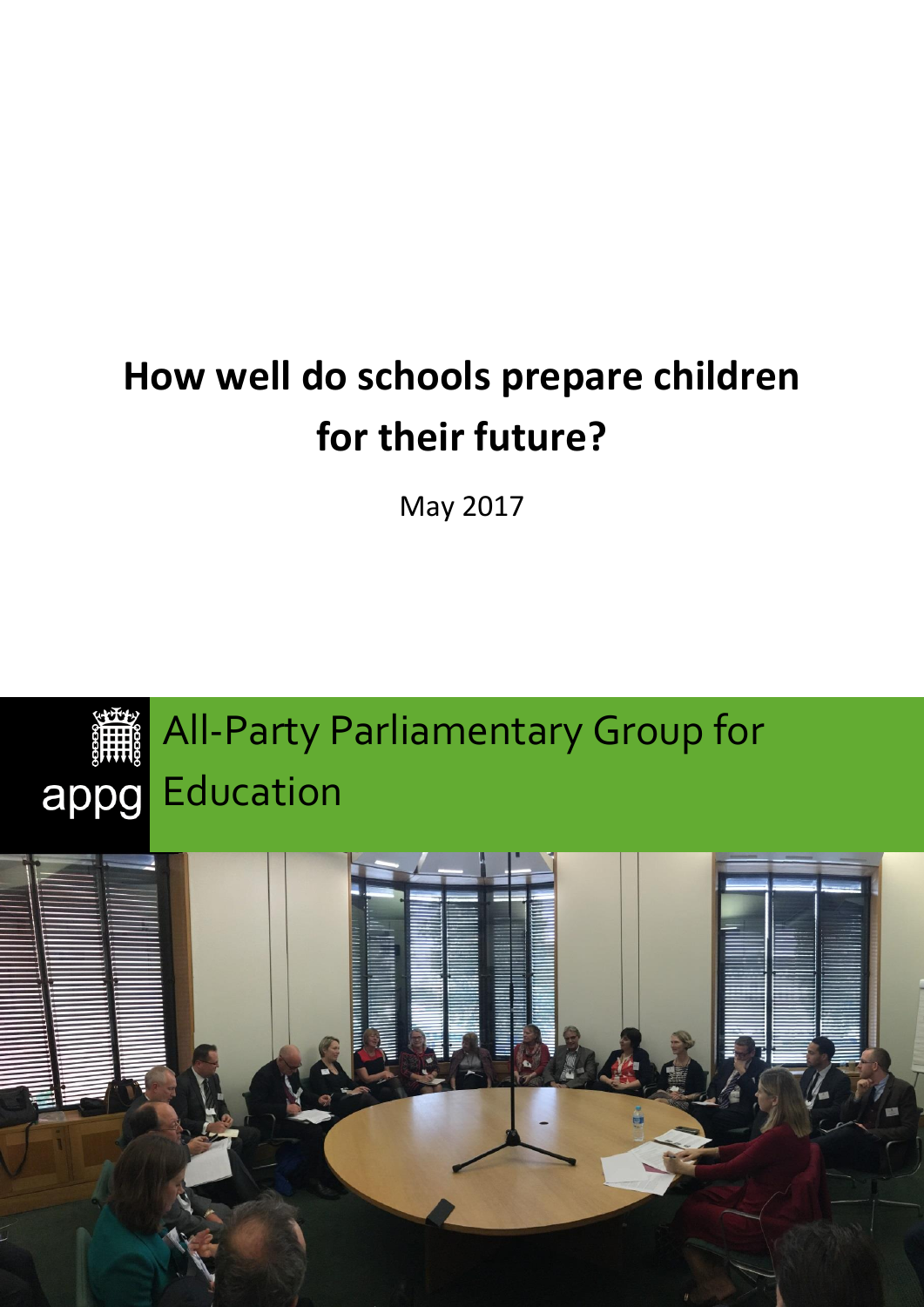# How well do schools prepare children for their future?

May 2017

appg All-Party Parliamentary Group for Education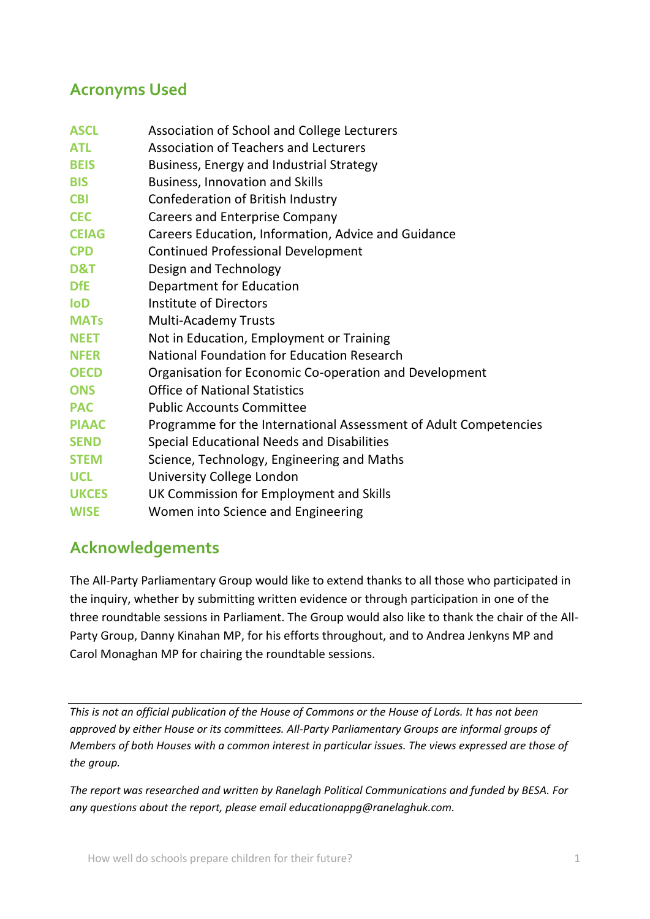## Acronyms Used

| | |
|---|---|
| **ASCL** | Association of School and College Lecturers |
| **ATL** | Association of Teachers and Lecturers |
| **BEIS** | Business, Energy and Industrial Strategy |
| **BIS** | Business, Innovation and Skills |
| **CBI** | Confederation of British Industry |
| **CEC** | Careers and Enterprise Company |
| **CEIAG** | Careers Education, Information, Advice and Guidance |
| **CPD** | Continued Professional Development |
| **D&T** | Design and Technology |
| **DfE** | Department for Education |
| **IoD** | Institute of Directors |
| **MATs** | Multi-Academy Trusts |
| **NEET** | Not in Education, Employment or Training |
| **NFER** | National Foundation for Education Research |
| **OECD** | Organisation for Economic Co-operation and Development |
| **ONS** | Office of National Statistics |
| **PAC** | Public Accounts Committee |
| **PIAAC** | Programme for the International Assessment of Adult Competencies |
| **SEND** | Special Educational Needs and Disabilities |
| **STEM** | Science, Technology, Engineering and Maths |
| **UCL** | University College London |
| **UKCES** | UK Commission for Employment and Skills |
| **WISE** | Women into Science and Engineering |

## Acknowledgements

The All-Party Parliamentary Group would like to extend thanks to all those who participated in the inquiry, whether by submitting written evidence or through participation in one of the three roundtable sessions in Parliament. The Group would also like to thank the chair of the All-Party Group, Danny Kinahan MP, for his efforts throughout, and to Andrea Jenkyns MP and Carol Monaghan MP for chairing the roundtable sessions.

---

*This is not an official publication of the House of Commons or the House of Lords. It has not been approved by either House or its committees. All-Party Parliamentary Groups are informal groups of Members of both Houses with a common interest in particular issues. The views expressed are those of the group.*

*The report was researched and written by Ranelagh Political Communications and funded by BESA. For any questions about the report, please email educationappg@ranelaghuk.com.*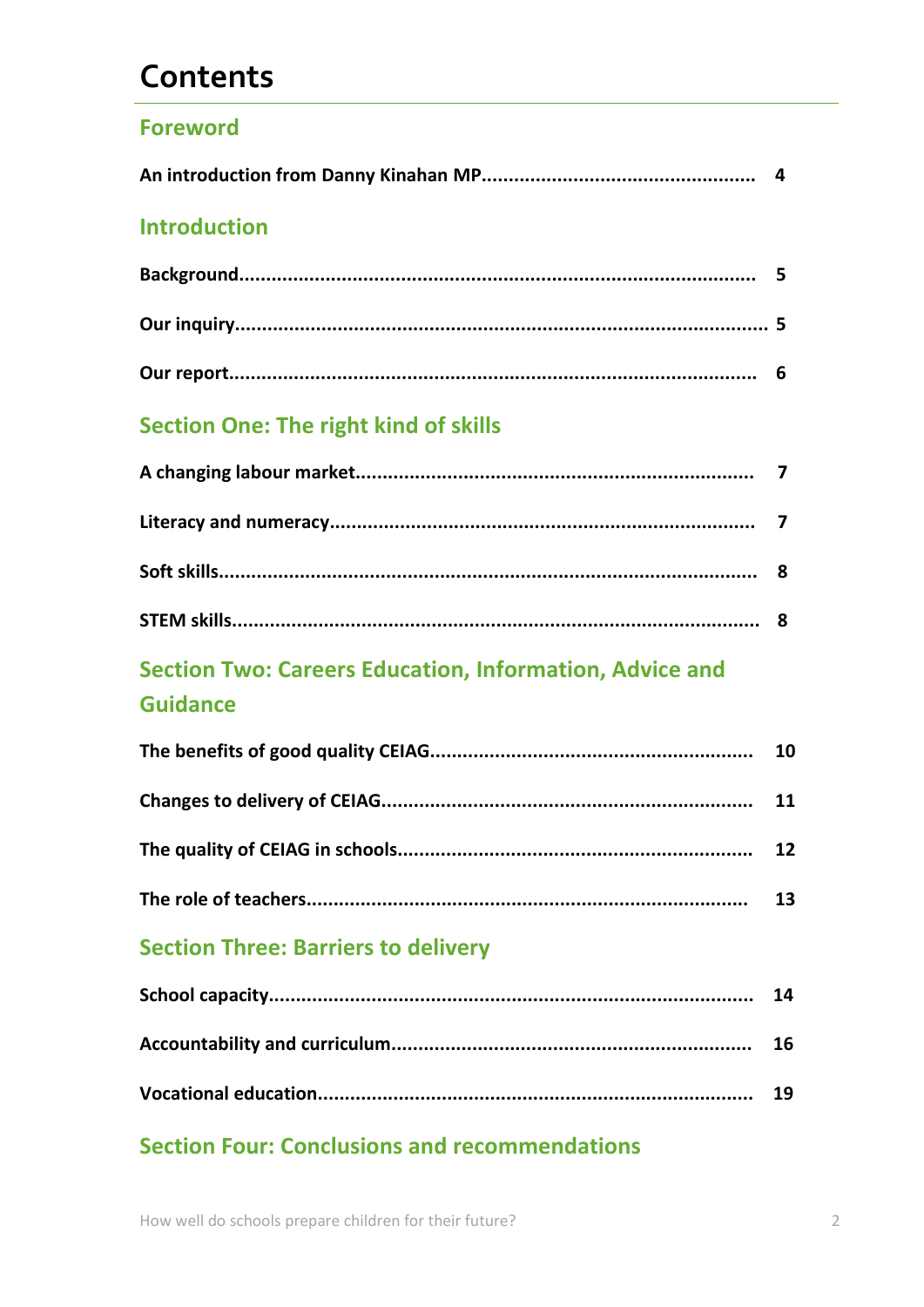# Contents

## Foreword

**An introduction from Danny Kinahan MP.................................................. 4**

## Introduction

**Background............................................................................................ 5**

**Our inquiry.............................................................................................. 5**

**Our report............................................................................................... 6**

## Section One: The right kind of skills

**A changing labour market......................................................................... 7**

**Literacy and numeracy............................................................................. 7**

**Soft skills................................................................................................. 8**

**STEM skills............................................................................................... 8**

## Section Two: Careers Education, Information, Advice and Guidance

**The benefits of good quality CEIAG.......................................................... 10**

**Changes to delivery of CEIAG.................................................................... 11**

**The quality of CEIAG in schools................................................................. 12**

**The role of teachers................................................................................. 13**

## Section Three: Barriers to delivery

**School capacity........................................................................................ 14**

**Accountability and curriculum.................................................................. 16**

**Vocational education................................................................................ 19**

## Section Four: Conclusions and recommendations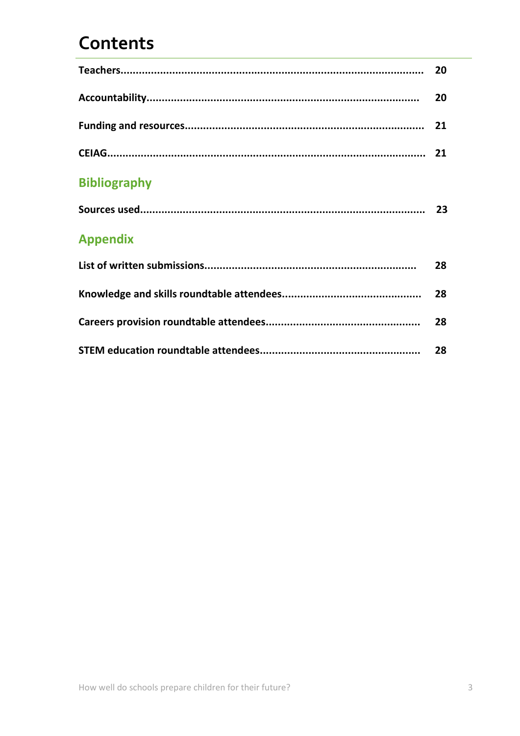# Contents

| | |
|---|---|
| **Teachers** | **20** |
| **Accountability** | **20** |
| **Funding and resources** | **21** |
| **CEIAG** | **21** |

## Bibliography

| | |
|---|---|
| **Sources used** | **23** |

## Appendix

| | |
|---|---|
| **List of written submissions** | **28** |
| **Knowledge and skills roundtable attendees** | **28** |
| **Careers provision roundtable attendees** | **28** |
| **STEM education roundtable attendees** | **28** |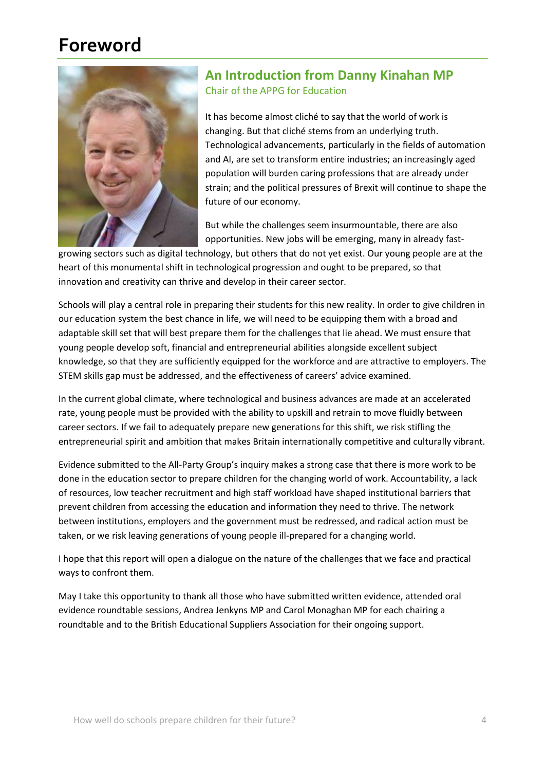# Foreword

## An Introduction from Danny Kinahan MP

Chair of the APPG for Education

It has become almost cliché to say that the world of work is changing. But that cliché stems from an underlying truth. Technological advancements, particularly in the fields of automation and AI, are set to transform entire industries; an increasingly aged population will burden caring professions that are already under strain; and the political pressures of Brexit will continue to shape the future of our economy.

But while the challenges seem insurmountable, there are also opportunities. New jobs will be emerging, many in already fast-growing sectors such as digital technology, but others that do not yet exist. Our young people are at the heart of this monumental shift in technological progression and ought to be prepared, so that innovation and creativity can thrive and develop in their career sector.

Schools will play a central role in preparing their students for this new reality. In order to give children in our education system the best chance in life, we will need to be equipping them with a broad and adaptable skill set that will best prepare them for the challenges that lie ahead. We must ensure that young people develop soft, financial and entrepreneurial abilities alongside excellent subject knowledge, so that they are sufficiently equipped for the workforce and are attractive to employers. The STEM skills gap must be addressed, and the effectiveness of careers' advice examined.

In the current global climate, where technological and business advances are made at an accelerated rate, young people must be provided with the ability to upskill and retrain to move fluidly between career sectors. If we fail to adequately prepare new generations for this shift, we risk stifling the entrepreneurial spirit and ambition that makes Britain internationally competitive and culturally vibrant.

Evidence submitted to the All-Party Group's inquiry makes a strong case that there is more work to be done in the education sector to prepare children for the changing world of work. Accountability, a lack of resources, low teacher recruitment and high staff workload have shaped institutional barriers that prevent children from accessing the education and information they need to thrive. The network between institutions, employers and the government must be redressed, and radical action must be taken, or we risk leaving generations of young people ill-prepared for a changing world.

I hope that this report will open a dialogue on the nature of the challenges that we face and practical ways to confront them.

May I take this opportunity to thank all those who have submitted written evidence, attended oral evidence roundtable sessions, Andrea Jenkyns MP and Carol Monaghan MP for each chairing a roundtable and to the British Educational Suppliers Association for their ongoing support.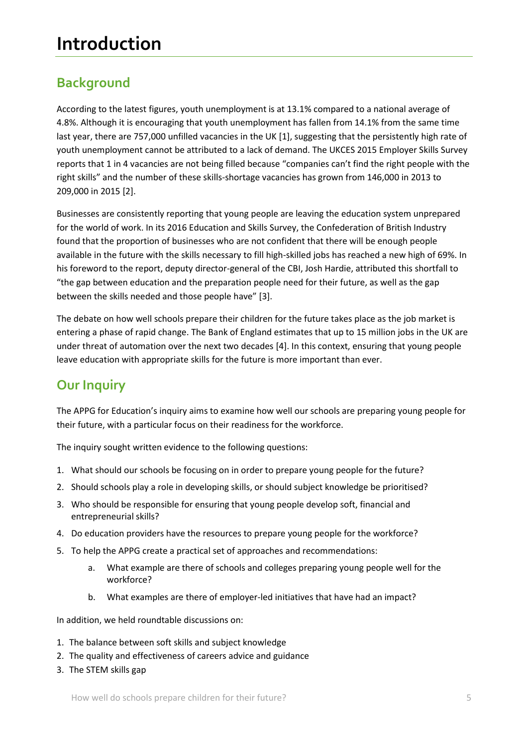# Introduction

## Background

According to the latest figures, youth unemployment is at 13.1% compared to a national average of 4.8%. Although it is encouraging that youth unemployment has fallen from 14.1% from the same time last year, there are 757,000 unfilled vacancies in the UK [1], suggesting that the persistently high rate of youth unemployment cannot be attributed to a lack of demand. The UKCES 2015 Employer Skills Survey reports that 1 in 4 vacancies are not being filled because "companies can't find the right people with the right skills" and the number of these skills-shortage vacancies has grown from 146,000 in 2013 to 209,000 in 2015 [2].

Businesses are consistently reporting that young people are leaving the education system unprepared for the world of work. In its 2016 Education and Skills Survey, the Confederation of British Industry found that the proportion of businesses who are not confident that there will be enough people available in the future with the skills necessary to fill high-skilled jobs has reached a new high of 69%. In his foreword to the report, deputy director-general of the CBI, Josh Hardie, attributed this shortfall to "the gap between education and the preparation people need for their future, as well as the gap between the skills needed and those people have" [3].

The debate on how well schools prepare their children for the future takes place as the job market is entering a phase of rapid change. The Bank of England estimates that up to 15 million jobs in the UK are under threat of automation over the next two decades [4]. In this context, ensuring that young people leave education with appropriate skills for the future is more important than ever.

## Our Inquiry

The APPG for Education's inquiry aims to examine how well our schools are preparing young people for their future, with a particular focus on their readiness for the workforce.

The inquiry sought written evidence to the following questions:

1. What should our schools be focusing on in order to prepare young people for the future?
2. Should schools play a role in developing skills, or should subject knowledge be prioritised?
3. Who should be responsible for ensuring that young people develop soft, financial and entrepreneurial skills?
4. Do education providers have the resources to prepare young people for the workforce?
5. To help the APPG create a practical set of approaches and recommendations:
    a. What example are there of schools and colleges preparing young people well for the workforce?
    b. What examples are there of employer-led initiatives that have had an impact?

In addition, we held roundtable discussions on:

1. The balance between soft skills and subject knowledge
2. The quality and effectiveness of careers advice and guidance
3. The STEM skills gap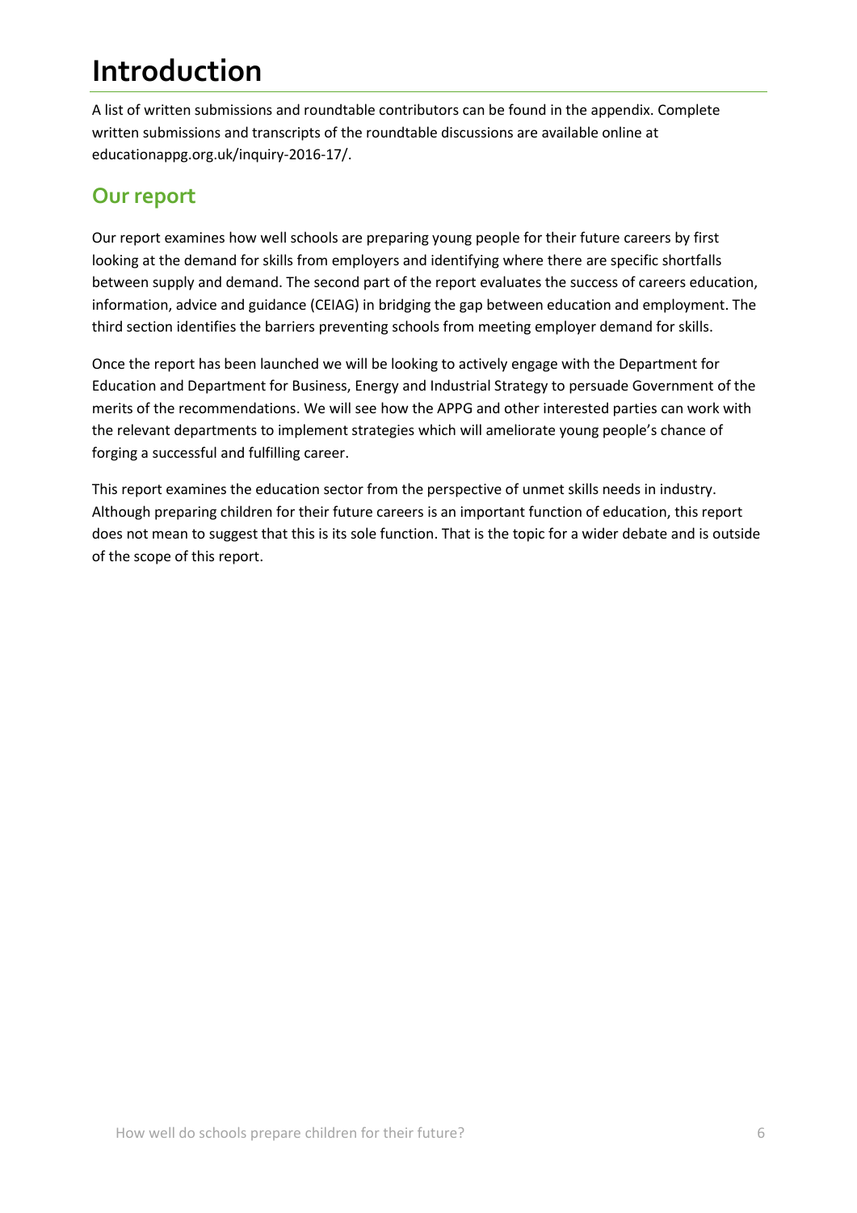# Introduction

A list of written submissions and roundtable contributors can be found in the appendix. Complete written submissions and transcripts of the roundtable discussions are available online at educationappg.org.uk/inquiry-2016-17/.

## Our report

Our report examines how well schools are preparing young people for their future careers by first looking at the demand for skills from employers and identifying where there are specific shortfalls between supply and demand. The second part of the report evaluates the success of careers education, information, advice and guidance (CEIAG) in bridging the gap between education and employment. The third section identifies the barriers preventing schools from meeting employer demand for skills.

Once the report has been launched we will be looking to actively engage with the Department for Education and Department for Business, Energy and Industrial Strategy to persuade Government of the merits of the recommendations. We will see how the APPG and other interested parties can work with the relevant departments to implement strategies which will ameliorate young people's chance of forging a successful and fulfilling career.

This report examines the education sector from the perspective of unmet skills needs in industry. Although preparing children for their future careers is an important function of education, this report does not mean to suggest that this is its sole function. That is the topic for a wider debate and is outside of the scope of this report.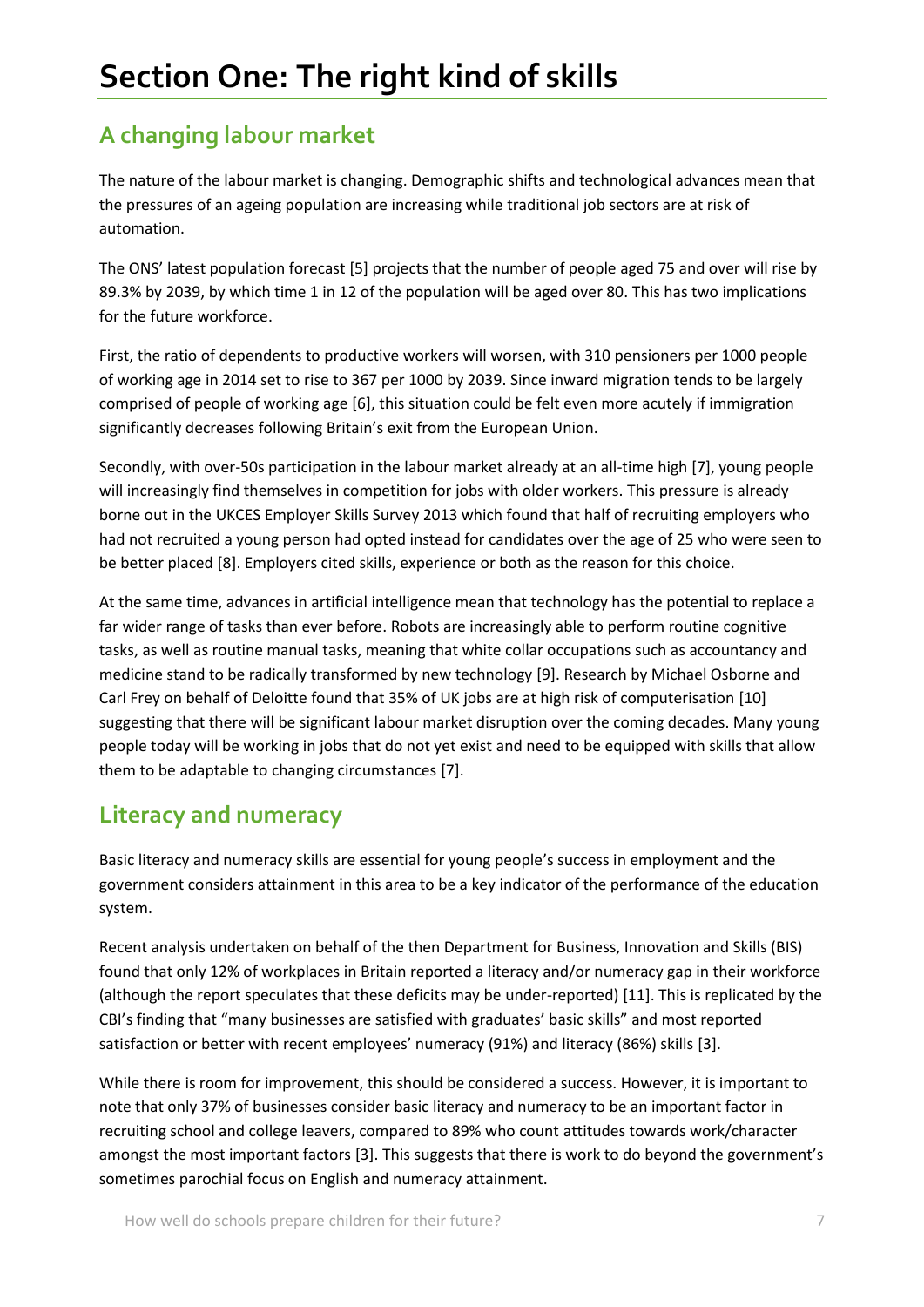# Section One: The right kind of skills

## A changing labour market

The nature of the labour market is changing. Demographic shifts and technological advances mean that the pressures of an ageing population are increasing while traditional job sectors are at risk of automation.

The ONS' latest population forecast [5] projects that the number of people aged 75 and over will rise by 89.3% by 2039, by which time 1 in 12 of the population will be aged over 80. This has two implications for the future workforce.

First, the ratio of dependents to productive workers will worsen, with 310 pensioners per 1000 people of working age in 2014 set to rise to 367 per 1000 by 2039. Since inward migration tends to be largely comprised of people of working age [6], this situation could be felt even more acutely if immigration significantly decreases following Britain's exit from the European Union.

Secondly, with over-50s participation in the labour market already at an all-time high [7], young people will increasingly find themselves in competition for jobs with older workers. This pressure is already borne out in the UKCES Employer Skills Survey 2013 which found that half of recruiting employers who had not recruited a young person had opted instead for candidates over the age of 25 who were seen to be better placed [8]. Employers cited skills, experience or both as the reason for this choice.

At the same time, advances in artificial intelligence mean that technology has the potential to replace a far wider range of tasks than ever before. Robots are increasingly able to perform routine cognitive tasks, as well as routine manual tasks, meaning that white collar occupations such as accountancy and medicine stand to be radically transformed by new technology [9]. Research by Michael Osborne and Carl Frey on behalf of Deloitte found that 35% of UK jobs are at high risk of computerisation [10] suggesting that there will be significant labour market disruption over the coming decades. Many young people today will be working in jobs that do not yet exist and need to be equipped with skills that allow them to be adaptable to changing circumstances [7].

## Literacy and numeracy

Basic literacy and numeracy skills are essential for young people's success in employment and the government considers attainment in this area to be a key indicator of the performance of the education system.

Recent analysis undertaken on behalf of the then Department for Business, Innovation and Skills (BIS) found that only 12% of workplaces in Britain reported a literacy and/or numeracy gap in their workforce (although the report speculates that these deficits may be under-reported) [11]. This is replicated by the CBI's finding that "many businesses are satisfied with graduates' basic skills" and most reported satisfaction or better with recent employees' numeracy (91%) and literacy (86%) skills [3].

While there is room for improvement, this should be considered a success. However, it is important to note that only 37% of businesses consider basic literacy and numeracy to be an important factor in recruiting school and college leavers, compared to 89% who count attitudes towards work/character amongst the most important factors [3]. This suggests that there is work to do beyond the government's sometimes parochial focus on English and numeracy attainment.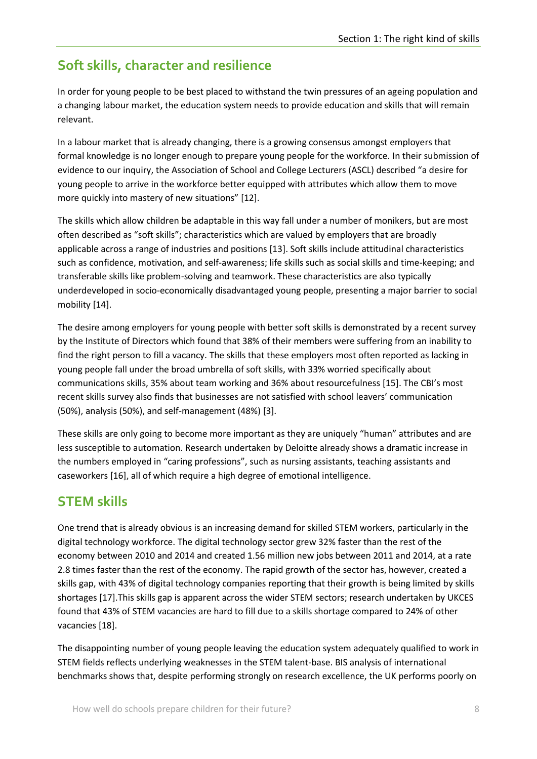## Soft skills, character and resilience

In order for young people to be best placed to withstand the twin pressures of an ageing population and a changing labour market, the education system needs to provide education and skills that will remain relevant.

In a labour market that is already changing, there is a growing consensus amongst employers that formal knowledge is no longer enough to prepare young people for the workforce. In their submission of evidence to our inquiry, the Association of School and College Lecturers (ASCL) described "a desire for young people to arrive in the workforce better equipped with attributes which allow them to move more quickly into mastery of new situations" [12].

The skills which allow children be adaptable in this way fall under a number of monikers, but are most often described as "soft skills"; characteristics which are valued by employers that are broadly applicable across a range of industries and positions [13]. Soft skills include attitudinal characteristics such as confidence, motivation, and self-awareness; life skills such as social skills and time-keeping; and transferable skills like problem-solving and teamwork. These characteristics are also typically underdeveloped in socio-economically disadvantaged young people, presenting a major barrier to social mobility [14].

The desire among employers for young people with better soft skills is demonstrated by a recent survey by the Institute of Directors which found that 38% of their members were suffering from an inability to find the right person to fill a vacancy. The skills that these employers most often reported as lacking in young people fall under the broad umbrella of soft skills, with 33% worried specifically about communications skills, 35% about team working and 36% about resourcefulness [15]. The CBI's most recent skills survey also finds that businesses are not satisfied with school leavers' communication (50%), analysis (50%), and self-management (48%) [3].

These skills are only going to become more important as they are uniquely "human" attributes and are less susceptible to automation. Research undertaken by Deloitte already shows a dramatic increase in the numbers employed in "caring professions", such as nursing assistants, teaching assistants and caseworkers [16], all of which require a high degree of emotional intelligence.

## STEM skills

One trend that is already obvious is an increasing demand for skilled STEM workers, particularly in the digital technology workforce. The digital technology sector grew 32% faster than the rest of the economy between 2010 and 2014 and created 1.56 million new jobs between 2011 and 2014, at a rate 2.8 times faster than the rest of the economy. The rapid growth of the sector has, however, created a skills gap, with 43% of digital technology companies reporting that their growth is being limited by skills shortages [17].This skills gap is apparent across the wider STEM sectors; research undertaken by UKCES found that 43% of STEM vacancies are hard to fill due to a skills shortage compared to 24% of other vacancies [18].

The disappointing number of young people leaving the education system adequately qualified to work in STEM fields reflects underlying weaknesses in the STEM talent-base. BIS analysis of international benchmarks shows that, despite performing strongly on research excellence, the UK performs poorly on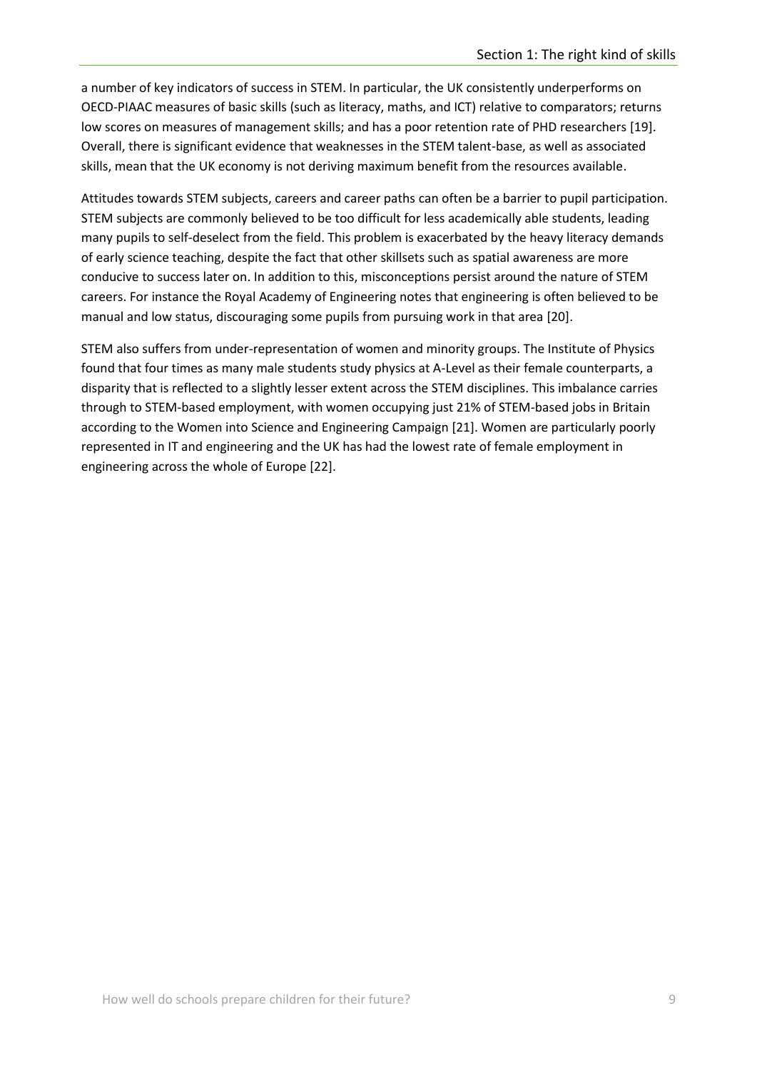a number of key indicators of success in STEM. In particular, the UK consistently underperforms on OECD-PIAAC measures of basic skills (such as literacy, maths, and ICT) relative to comparators; returns low scores on measures of management skills; and has a poor retention rate of PHD researchers [19]. Overall, there is significant evidence that weaknesses in the STEM talent-base, as well as associated skills, mean that the UK economy is not deriving maximum benefit from the resources available.

Attitudes towards STEM subjects, careers and career paths can often be a barrier to pupil participation. STEM subjects are commonly believed to be too difficult for less academically able students, leading many pupils to self-deselect from the field. This problem is exacerbated by the heavy literacy demands of early science teaching, despite the fact that other skillsets such as spatial awareness are more conducive to success later on. In addition to this, misconceptions persist around the nature of STEM careers. For instance the Royal Academy of Engineering notes that engineering is often believed to be manual and low status, discouraging some pupils from pursuing work in that area [20].

STEM also suffers from under-representation of women and minority groups. The Institute of Physics found that four times as many male students study physics at A-Level as their female counterparts, a disparity that is reflected to a slightly lesser extent across the STEM disciplines. This imbalance carries through to STEM-based employment, with women occupying just 21% of STEM-based jobs in Britain according to the Women into Science and Engineering Campaign [21]. Women are particularly poorly represented in IT and engineering and the UK has had the lowest rate of female employment in engineering across the whole of Europe [22].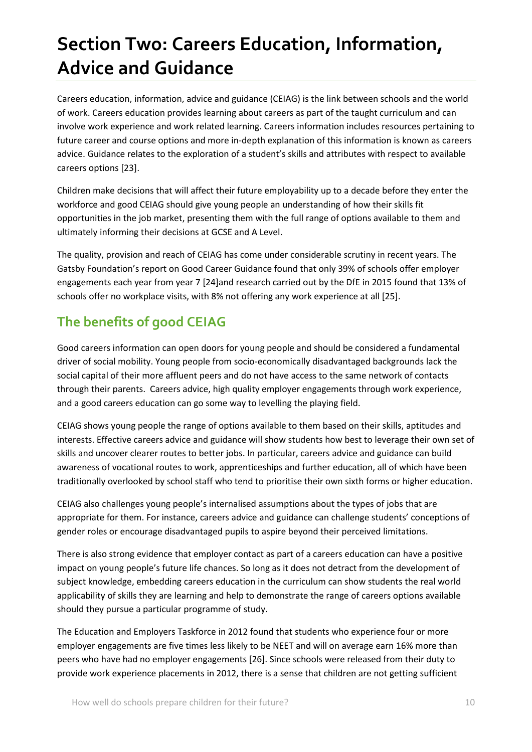# Section Two: Careers Education, Information, Advice and Guidance

Careers education, information, advice and guidance (CEIAG) is the link between schools and the world of work. Careers education provides learning about careers as part of the taught curriculum and can involve work experience and work related learning. Careers information includes resources pertaining to future career and course options and more in-depth explanation of this information is known as careers advice. Guidance relates to the exploration of a student's skills and attributes with respect to available careers options [23].

Children make decisions that will affect their future employability up to a decade before they enter the workforce and good CEIAG should give young people an understanding of how their skills fit opportunities in the job market, presenting them with the full range of options available to them and ultimately informing their decisions at GCSE and A Level.

The quality, provision and reach of CEIAG has come under considerable scrutiny in recent years. The Gatsby Foundation's report on Good Career Guidance found that only 39% of schools offer employer engagements each year from year 7 [24]and research carried out by the DfE in 2015 found that 13% of schools offer no workplace visits, with 8% not offering any work experience at all [25].

## The benefits of good CEIAG

Good careers information can open doors for young people and should be considered a fundamental driver of social mobility. Young people from socio-economically disadvantaged backgrounds lack the social capital of their more affluent peers and do not have access to the same network of contacts through their parents. Careers advice, high quality employer engagements through work experience, and a good careers education can go some way to levelling the playing field.

CEIAG shows young people the range of options available to them based on their skills, aptitudes and interests. Effective careers advice and guidance will show students how best to leverage their own set of skills and uncover clearer routes to better jobs. In particular, careers advice and guidance can build awareness of vocational routes to work, apprenticeships and further education, all of which have been traditionally overlooked by school staff who tend to prioritise their own sixth forms or higher education.

CEIAG also challenges young people's internalised assumptions about the types of jobs that are appropriate for them. For instance, careers advice and guidance can challenge students' conceptions of gender roles or encourage disadvantaged pupils to aspire beyond their perceived limitations.

There is also strong evidence that employer contact as part of a careers education can have a positive impact on young people's future life chances. So long as it does not detract from the development of subject knowledge, embedding careers education in the curriculum can show students the real world applicability of skills they are learning and help to demonstrate the range of careers options available should they pursue a particular programme of study.

The Education and Employers Taskforce in 2012 found that students who experience four or more employer engagements are five times less likely to be NEET and will on average earn 16% more than peers who have had no employer engagements [26]. Since schools were released from their duty to provide work experience placements in 2012, there is a sense that children are not getting sufficient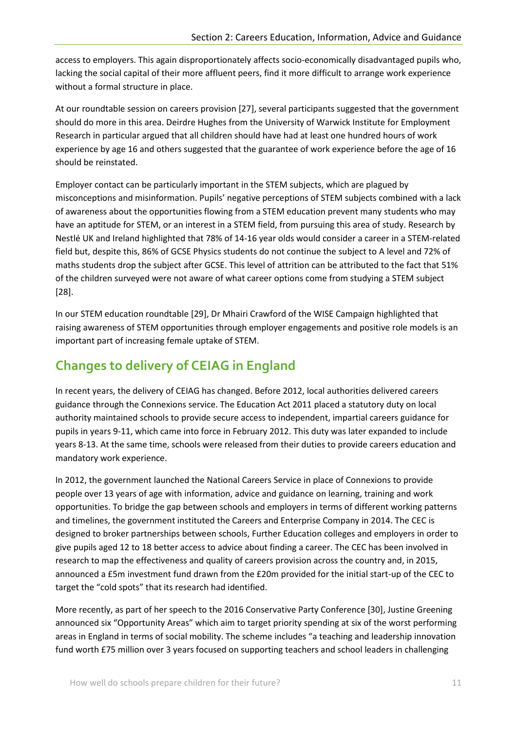access to employers. This again disproportionately affects socio-economically disadvantaged pupils who, lacking the social capital of their more affluent peers, find it more difficult to arrange work experience without a formal structure in place.

At our roundtable session on careers provision [27], several participants suggested that the government should do more in this area. Deirdre Hughes from the University of Warwick Institute for Employment Research in particular argued that all children should have had at least one hundred hours of work experience by age 16 and others suggested that the guarantee of work experience before the age of 16 should be reinstated.

Employer contact can be particularly important in the STEM subjects, which are plagued by misconceptions and misinformation. Pupils' negative perceptions of STEM subjects combined with a lack of awareness about the opportunities flowing from a STEM education prevent many students who may have an aptitude for STEM, or an interest in a STEM field, from pursuing this area of study. Research by Nestlé UK and Ireland highlighted that 78% of 14-16 year olds would consider a career in a STEM-related field but, despite this, 86% of GCSE Physics students do not continue the subject to A level and 72% of maths students drop the subject after GCSE. This level of attrition can be attributed to the fact that 51% of the children surveyed were not aware of what career options come from studying a STEM subject [28].

In our STEM education roundtable [29], Dr Mhairi Crawford of the WISE Campaign highlighted that raising awareness of STEM opportunities through employer engagements and positive role models is an important part of increasing female uptake of STEM.

## Changes to delivery of CEIAG in England

In recent years, the delivery of CEIAG has changed. Before 2012, local authorities delivered careers guidance through the Connexions service. The Education Act 2011 placed a statutory duty on local authority maintained schools to provide secure access to independent, impartial careers guidance for pupils in years 9-11, which came into force in February 2012. This duty was later expanded to include years 8-13. At the same time, schools were released from their duties to provide careers education and mandatory work experience.

In 2012, the government launched the National Careers Service in place of Connexions to provide people over 13 years of age with information, advice and guidance on learning, training and work opportunities. To bridge the gap between schools and employers in terms of different working patterns and timelines, the government instituted the Careers and Enterprise Company in 2014. The CEC is designed to broker partnerships between schools, Further Education colleges and employers in order to give pupils aged 12 to 18 better access to advice about finding a career. The CEC has been involved in research to map the effectiveness and quality of careers provision across the country and, in 2015, announced a £5m investment fund drawn from the £20m provided for the initial start-up of the CEC to target the "cold spots" that its research had identified.

More recently, as part of her speech to the 2016 Conservative Party Conference [30], Justine Greening announced six "Opportunity Areas" which aim to target priority spending at six of the worst performing areas in England in terms of social mobility. The scheme includes "a teaching and leadership innovation fund worth £75 million over 3 years focused on supporting teachers and school leaders in challenging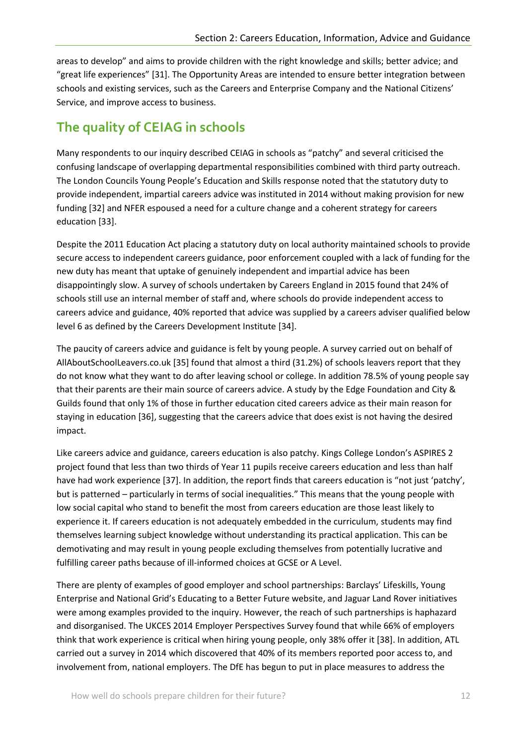areas to develop" and aims to provide children with the right knowledge and skills; better advice; and "great life experiences" [31]. The Opportunity Areas are intended to ensure better integration between schools and existing services, such as the Careers and Enterprise Company and the National Citizens' Service, and improve access to business.

## The quality of CEIAG in schools

Many respondents to our inquiry described CEIAG in schools as "patchy" and several criticised the confusing landscape of overlapping departmental responsibilities combined with third party outreach. The London Councils Young People's Education and Skills response noted that the statutory duty to provide independent, impartial careers advice was instituted in 2014 without making provision for new funding [32] and NFER espoused a need for a culture change and a coherent strategy for careers education [33].

Despite the 2011 Education Act placing a statutory duty on local authority maintained schools to provide secure access to independent careers guidance, poor enforcement coupled with a lack of funding for the new duty has meant that uptake of genuinely independent and impartial advice has been disappointingly slow. A survey of schools undertaken by Careers England in 2015 found that 24% of schools still use an internal member of staff and, where schools do provide independent access to careers advice and guidance, 40% reported that advice was supplied by a careers adviser qualified below level 6 as defined by the Careers Development Institute [34].

The paucity of careers advice and guidance is felt by young people. A survey carried out on behalf of AllAboutSchoolLeavers.co.uk [35] found that almost a third (31.2%) of schools leavers report that they do not know what they want to do after leaving school or college. In addition 78.5% of young people say that their parents are their main source of careers advice. A study by the Edge Foundation and City & Guilds found that only 1% of those in further education cited careers advice as their main reason for staying in education [36], suggesting that the careers advice that does exist is not having the desired impact.

Like careers advice and guidance, careers education is also patchy. Kings College London's ASPIRES 2 project found that less than two thirds of Year 11 pupils receive careers education and less than half have had work experience [37]. In addition, the report finds that careers education is "not just 'patchy', but is patterned – particularly in terms of social inequalities." This means that the young people with low social capital who stand to benefit the most from careers education are those least likely to experience it. If careers education is not adequately embedded in the curriculum, students may find themselves learning subject knowledge without understanding its practical application. This can be demotivating and may result in young people excluding themselves from potentially lucrative and fulfilling career paths because of ill-informed choices at GCSE or A Level.

There are plenty of examples of good employer and school partnerships: Barclays' Lifeskills, Young Enterprise and National Grid's Educating to a Better Future website, and Jaguar Land Rover initiatives were among examples provided to the inquiry. However, the reach of such partnerships is haphazard and disorganised. The UKCES 2014 Employer Perspectives Survey found that while 66% of employers think that work experience is critical when hiring young people, only 38% offer it [38]. In addition, ATL carried out a survey in 2014 which discovered that 40% of its members reported poor access to, and involvement from, national employers. The DfE has begun to put in place measures to address the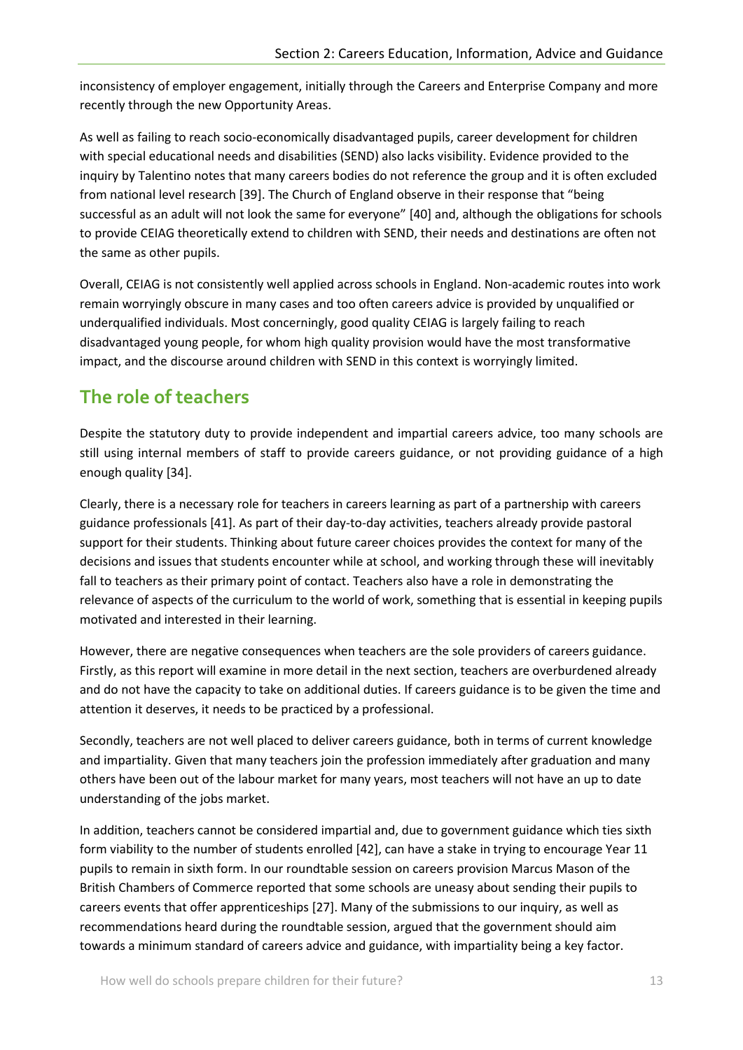inconsistency of employer engagement, initially through the Careers and Enterprise Company and more recently through the new Opportunity Areas.

As well as failing to reach socio-economically disadvantaged pupils, career development for children with special educational needs and disabilities (SEND) also lacks visibility. Evidence provided to the inquiry by Talentino notes that many careers bodies do not reference the group and it is often excluded from national level research [39]. The Church of England observe in their response that "being successful as an adult will not look the same for everyone" [40] and, although the obligations for schools to provide CEIAG theoretically extend to children with SEND, their needs and destinations are often not the same as other pupils.

Overall, CEIAG is not consistently well applied across schools in England. Non-academic routes into work remain worryingly obscure in many cases and too often careers advice is provided by unqualified or underqualified individuals. Most concerningly, good quality CEIAG is largely failing to reach disadvantaged young people, for whom high quality provision would have the most transformative impact, and the discourse around children with SEND in this context is worryingly limited.

## The role of teachers

Despite the statutory duty to provide independent and impartial careers advice, too many schools are still using internal members of staff to provide careers guidance, or not providing guidance of a high enough quality [34].

Clearly, there is a necessary role for teachers in careers learning as part of a partnership with careers guidance professionals [41]. As part of their day-to-day activities, teachers already provide pastoral support for their students. Thinking about future career choices provides the context for many of the decisions and issues that students encounter while at school, and working through these will inevitably fall to teachers as their primary point of contact. Teachers also have a role in demonstrating the relevance of aspects of the curriculum to the world of work, something that is essential in keeping pupils motivated and interested in their learning.

However, there are negative consequences when teachers are the sole providers of careers guidance. Firstly, as this report will examine in more detail in the next section, teachers are overburdened already and do not have the capacity to take on additional duties. If careers guidance is to be given the time and attention it deserves, it needs to be practiced by a professional.

Secondly, teachers are not well placed to deliver careers guidance, both in terms of current knowledge and impartiality. Given that many teachers join the profession immediately after graduation and many others have been out of the labour market for many years, most teachers will not have an up to date understanding of the jobs market.

In addition, teachers cannot be considered impartial and, due to government guidance which ties sixth form viability to the number of students enrolled [42], can have a stake in trying to encourage Year 11 pupils to remain in sixth form. In our roundtable session on careers provision Marcus Mason of the British Chambers of Commerce reported that some schools are uneasy about sending their pupils to careers events that offer apprenticeships [27]. Many of the submissions to our inquiry, as well as recommendations heard during the roundtable session, argued that the government should aim towards a minimum standard of careers advice and guidance, with impartiality being a key factor.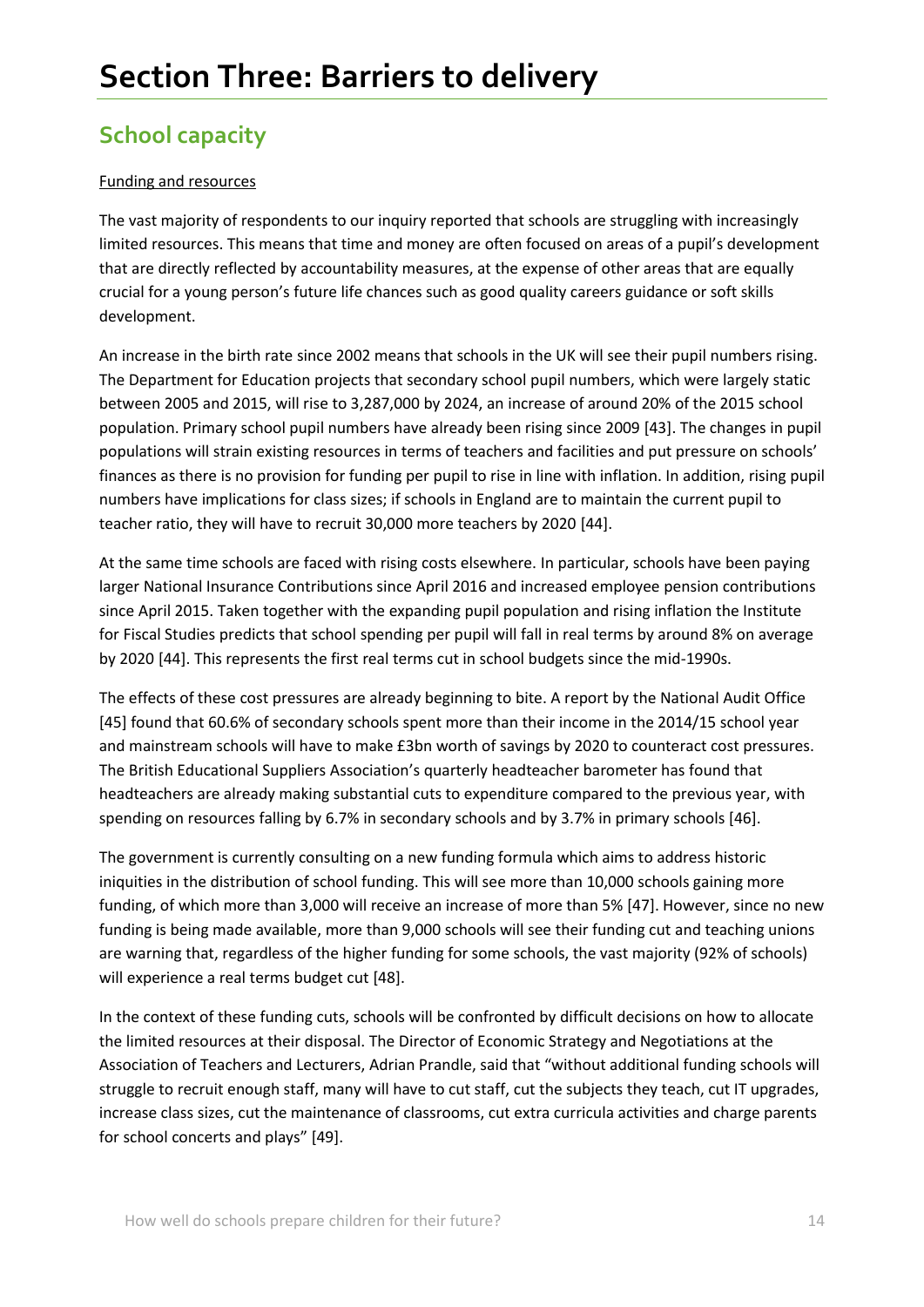# Section Three: Barriers to delivery

## School capacity

Funding and resources

The vast majority of respondents to our inquiry reported that schools are struggling with increasingly limited resources. This means that time and money are often focused on areas of a pupil's development that are directly reflected by accountability measures, at the expense of other areas that are equally crucial for a young person's future life chances such as good quality careers guidance or soft skills development.

An increase in the birth rate since 2002 means that schools in the UK will see their pupil numbers rising. The Department for Education projects that secondary school pupil numbers, which were largely static between 2005 and 2015, will rise to 3,287,000 by 2024, an increase of around 20% of the 2015 school population. Primary school pupil numbers have already been rising since 2009 [43]. The changes in pupil populations will strain existing resources in terms of teachers and facilities and put pressure on schools' finances as there is no provision for funding per pupil to rise in line with inflation. In addition, rising pupil numbers have implications for class sizes; if schools in England are to maintain the current pupil to teacher ratio, they will have to recruit 30,000 more teachers by 2020 [44].

At the same time schools are faced with rising costs elsewhere. In particular, schools have been paying larger National Insurance Contributions since April 2016 and increased employee pension contributions since April 2015. Taken together with the expanding pupil population and rising inflation the Institute for Fiscal Studies predicts that school spending per pupil will fall in real terms by around 8% on average by 2020 [44]. This represents the first real terms cut in school budgets since the mid-1990s.

The effects of these cost pressures are already beginning to bite. A report by the National Audit Office [45] found that 60.6% of secondary schools spent more than their income in the 2014/15 school year and mainstream schools will have to make £3bn worth of savings by 2020 to counteract cost pressures. The British Educational Suppliers Association's quarterly headteacher barometer has found that headteachers are already making substantial cuts to expenditure compared to the previous year, with spending on resources falling by 6.7% in secondary schools and by 3.7% in primary schools [46].

The government is currently consulting on a new funding formula which aims to address historic iniquities in the distribution of school funding. This will see more than 10,000 schools gaining more funding, of which more than 3,000 will receive an increase of more than 5% [47]. However, since no new funding is being made available, more than 9,000 schools will see their funding cut and teaching unions are warning that, regardless of the higher funding for some schools, the vast majority (92% of schools) will experience a real terms budget cut [48].

In the context of these funding cuts, schools will be confronted by difficult decisions on how to allocate the limited resources at their disposal. The Director of Economic Strategy and Negotiations at the Association of Teachers and Lecturers, Adrian Prandle, said that "without additional funding schools will struggle to recruit enough staff, many will have to cut staff, cut the subjects they teach, cut IT upgrades, increase class sizes, cut the maintenance of classrooms, cut extra curricula activities and charge parents for school concerts and plays" [49].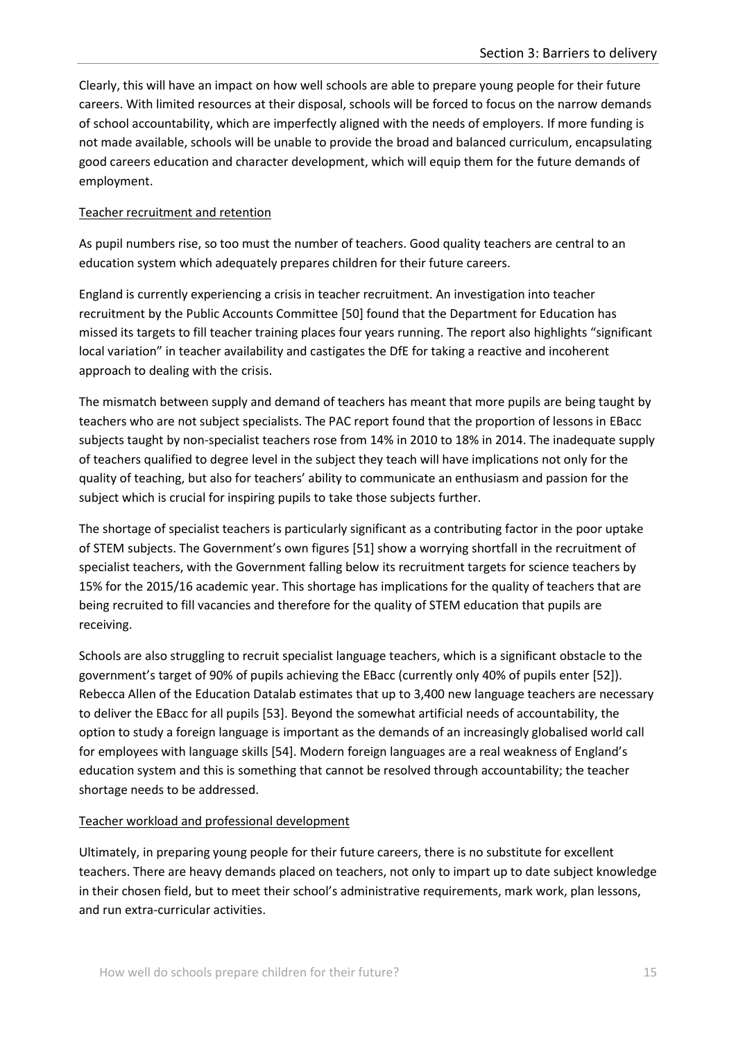Clearly, this will have an impact on how well schools are able to prepare young people for their future careers. With limited resources at their disposal, schools will be forced to focus on the narrow demands of school accountability, which are imperfectly aligned with the needs of employers. If more funding is not made available, schools will be unable to provide the broad and balanced curriculum, encapsulating good careers education and character development, which will equip them for the future demands of employment.

### Teacher recruitment and retention

As pupil numbers rise, so too must the number of teachers. Good quality teachers are central to an education system which adequately prepares children for their future careers.

England is currently experiencing a crisis in teacher recruitment. An investigation into teacher recruitment by the Public Accounts Committee [50] found that the Department for Education has missed its targets to fill teacher training places four years running. The report also highlights "significant local variation" in teacher availability and castigates the DfE for taking a reactive and incoherent approach to dealing with the crisis.

The mismatch between supply and demand of teachers has meant that more pupils are being taught by teachers who are not subject specialists. The PAC report found that the proportion of lessons in EBacc subjects taught by non-specialist teachers rose from 14% in 2010 to 18% in 2014. The inadequate supply of teachers qualified to degree level in the subject they teach will have implications not only for the quality of teaching, but also for teachers' ability to communicate an enthusiasm and passion for the subject which is crucial for inspiring pupils to take those subjects further.

The shortage of specialist teachers is particularly significant as a contributing factor in the poor uptake of STEM subjects. The Government's own figures [51] show a worrying shortfall in the recruitment of specialist teachers, with the Government falling below its recruitment targets for science teachers by 15% for the 2015/16 academic year. This shortage has implications for the quality of teachers that are being recruited to fill vacancies and therefore for the quality of STEM education that pupils are receiving.

Schools are also struggling to recruit specialist language teachers, which is a significant obstacle to the government's target of 90% of pupils achieving the EBacc (currently only 40% of pupils enter [52]). Rebecca Allen of the Education Datalab estimates that up to 3,400 new language teachers are necessary to deliver the EBacc for all pupils [53]. Beyond the somewhat artificial needs of accountability, the option to study a foreign language is important as the demands of an increasingly globalised world call for employees with language skills [54]. Modern foreign languages are a real weakness of England's education system and this is something that cannot be resolved through accountability; the teacher shortage needs to be addressed.

### Teacher workload and professional development

Ultimately, in preparing young people for their future careers, there is no substitute for excellent teachers. There are heavy demands placed on teachers, not only to impart up to date subject knowledge in their chosen field, but to meet their school's administrative requirements, mark work, plan lessons, and run extra-curricular activities.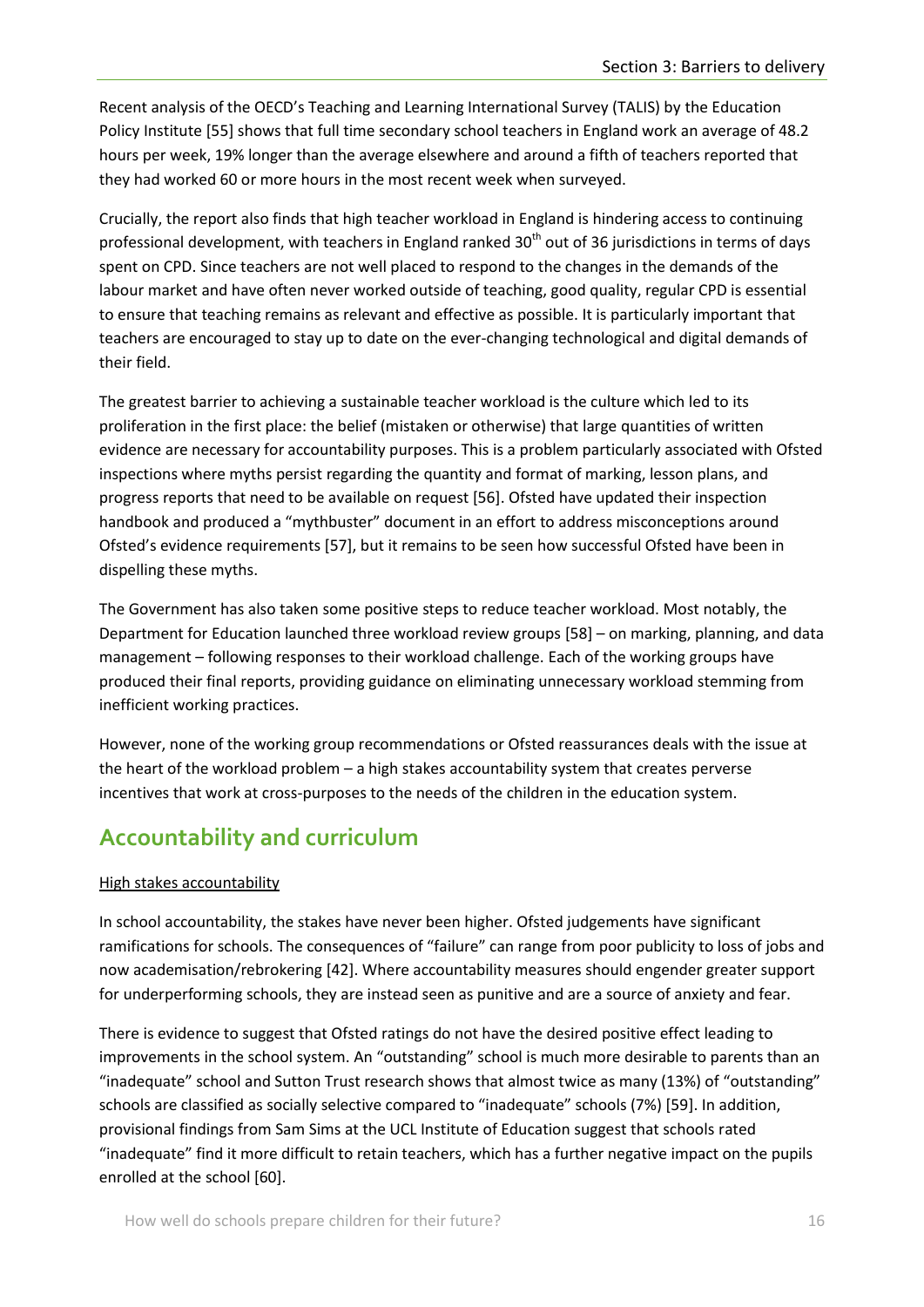Recent analysis of the OECD's Teaching and Learning International Survey (TALIS) by the Education Policy Institute [55] shows that full time secondary school teachers in England work an average of 48.2 hours per week, 19% longer than the average elsewhere and around a fifth of teachers reported that they had worked 60 or more hours in the most recent week when surveyed.

Crucially, the report also finds that high teacher workload in England is hindering access to continuing professional development, with teachers in England ranked 30th out of 36 jurisdictions in terms of days spent on CPD. Since teachers are not well placed to respond to the changes in the demands of the labour market and have often never worked outside of teaching, good quality, regular CPD is essential to ensure that teaching remains as relevant and effective as possible. It is particularly important that teachers are encouraged to stay up to date on the ever-changing technological and digital demands of their field.

The greatest barrier to achieving a sustainable teacher workload is the culture which led to its proliferation in the first place: the belief (mistaken or otherwise) that large quantities of written evidence are necessary for accountability purposes. This is a problem particularly associated with Ofsted inspections where myths persist regarding the quantity and format of marking, lesson plans, and progress reports that need to be available on request [56]. Ofsted have updated their inspection handbook and produced a "mythbuster" document in an effort to address misconceptions around Ofsted's evidence requirements [57], but it remains to be seen how successful Ofsted have been in dispelling these myths.

The Government has also taken some positive steps to reduce teacher workload. Most notably, the Department for Education launched three workload review groups [58] – on marking, planning, and data management – following responses to their workload challenge. Each of the working groups have produced their final reports, providing guidance on eliminating unnecessary workload stemming from inefficient working practices.

However, none of the working group recommendations or Ofsted reassurances deals with the issue at the heart of the workload problem – a high stakes accountability system that creates perverse incentives that work at cross-purposes to the needs of the children in the education system.

## Accountability and curriculum

### High stakes accountability

In school accountability, the stakes have never been higher. Ofsted judgements have significant ramifications for schools. The consequences of "failure" can range from poor publicity to loss of jobs and now academisation/rebrokering [42]. Where accountability measures should engender greater support for underperforming schools, they are instead seen as punitive and are a source of anxiety and fear.

There is evidence to suggest that Ofsted ratings do not have the desired positive effect leading to improvements in the school system. An "outstanding" school is much more desirable to parents than an "inadequate" school and Sutton Trust research shows that almost twice as many (13%) of "outstanding" schools are classified as socially selective compared to "inadequate" schools (7%) [59]. In addition, provisional findings from Sam Sims at the UCL Institute of Education suggest that schools rated "inadequate" find it more difficult to retain teachers, which has a further negative impact on the pupils enrolled at the school [60].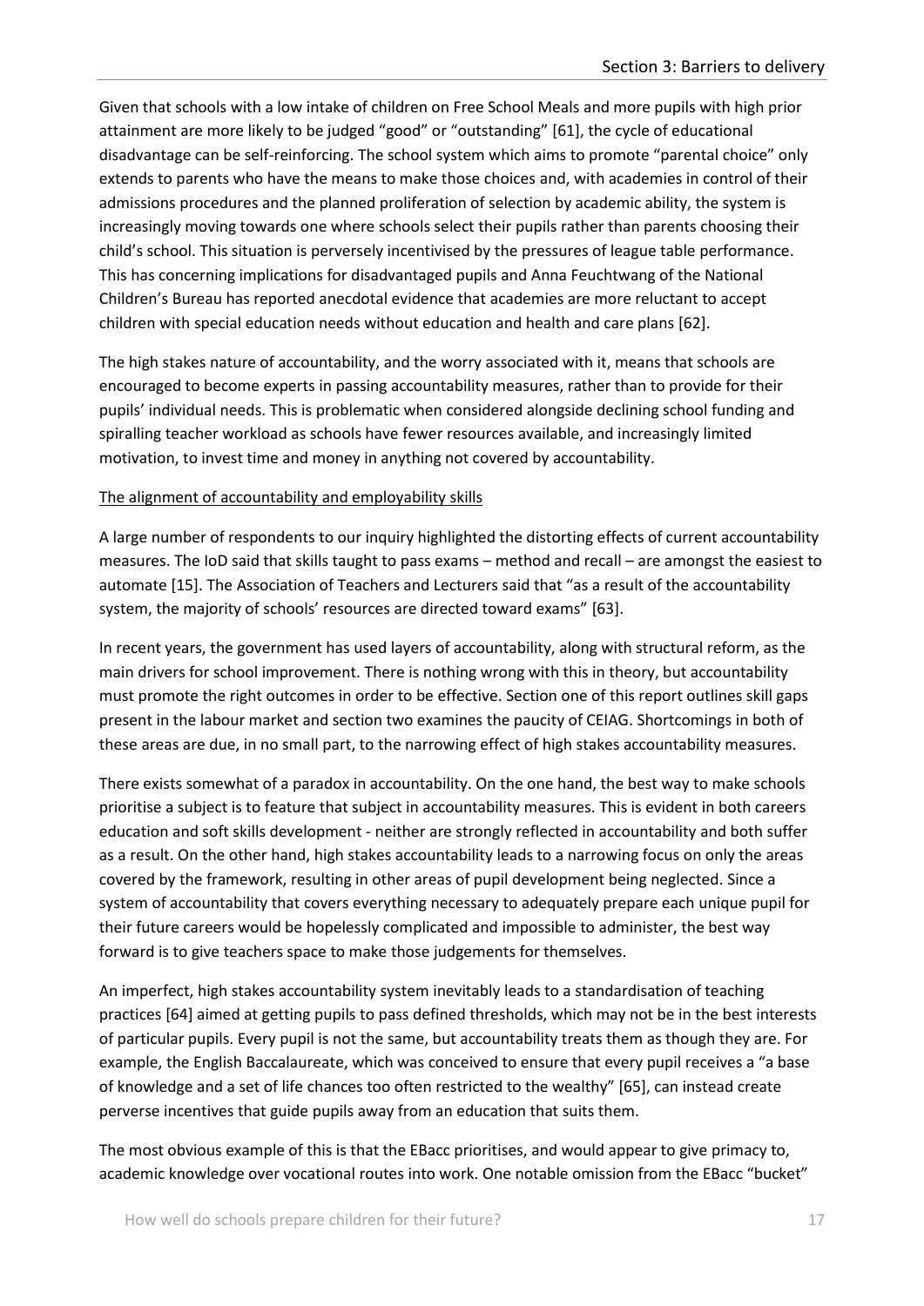Given that schools with a low intake of children on Free School Meals and more pupils with high prior attainment are more likely to be judged "good" or "outstanding" [61], the cycle of educational disadvantage can be self-reinforcing. The school system which aims to promote "parental choice" only extends to parents who have the means to make those choices and, with academies in control of their admissions procedures and the planned proliferation of selection by academic ability, the system is increasingly moving towards one where schools select their pupils rather than parents choosing their child's school. This situation is perversely incentivised by the pressures of league table performance. This has concerning implications for disadvantaged pupils and Anna Feuchtwang of the National Children's Bureau has reported anecdotal evidence that academies are more reluctant to accept children with special education needs without education and health and care plans [62].

The high stakes nature of accountability, and the worry associated with it, means that schools are encouraged to become experts in passing accountability measures, rather than to provide for their pupils' individual needs. This is problematic when considered alongside declining school funding and spiralling teacher workload as schools have fewer resources available, and increasingly limited motivation, to invest time and money in anything not covered by accountability.

<u>The alignment of accountability and employability skills</u>

A large number of respondents to our inquiry highlighted the distorting effects of current accountability measures. The IoD said that skills taught to pass exams – method and recall – are amongst the easiest to automate [15]. The Association of Teachers and Lecturers said that "as a result of the accountability system, the majority of schools' resources are directed toward exams" [63].

In recent years, the government has used layers of accountability, along with structural reform, as the main drivers for school improvement. There is nothing wrong with this in theory, but accountability must promote the right outcomes in order to be effective. Section one of this report outlines skill gaps present in the labour market and section two examines the paucity of CEIAG. Shortcomings in both of these areas are due, in no small part, to the narrowing effect of high stakes accountability measures.

There exists somewhat of a paradox in accountability. On the one hand, the best way to make schools prioritise a subject is to feature that subject in accountability measures. This is evident in both careers education and soft skills development - neither are strongly reflected in accountability and both suffer as a result. On the other hand, high stakes accountability leads to a narrowing focus on only the areas covered by the framework, resulting in other areas of pupil development being neglected. Since a system of accountability that covers everything necessary to adequately prepare each unique pupil for their future careers would be hopelessly complicated and impossible to administer, the best way forward is to give teachers space to make those judgements for themselves.

An imperfect, high stakes accountability system inevitably leads to a standardisation of teaching practices [64] aimed at getting pupils to pass defined thresholds, which may not be in the best interests of particular pupils. Every pupil is not the same, but accountability treats them as though they are. For example, the English Baccalaureate, which was conceived to ensure that every pupil receives a "a base of knowledge and a set of life chances too often restricted to the wealthy" [65], can instead create perverse incentives that guide pupils away from an education that suits them.

The most obvious example of this is that the EBacc prioritises, and would appear to give primacy to, academic knowledge over vocational routes into work. One notable omission from the EBacc "bucket"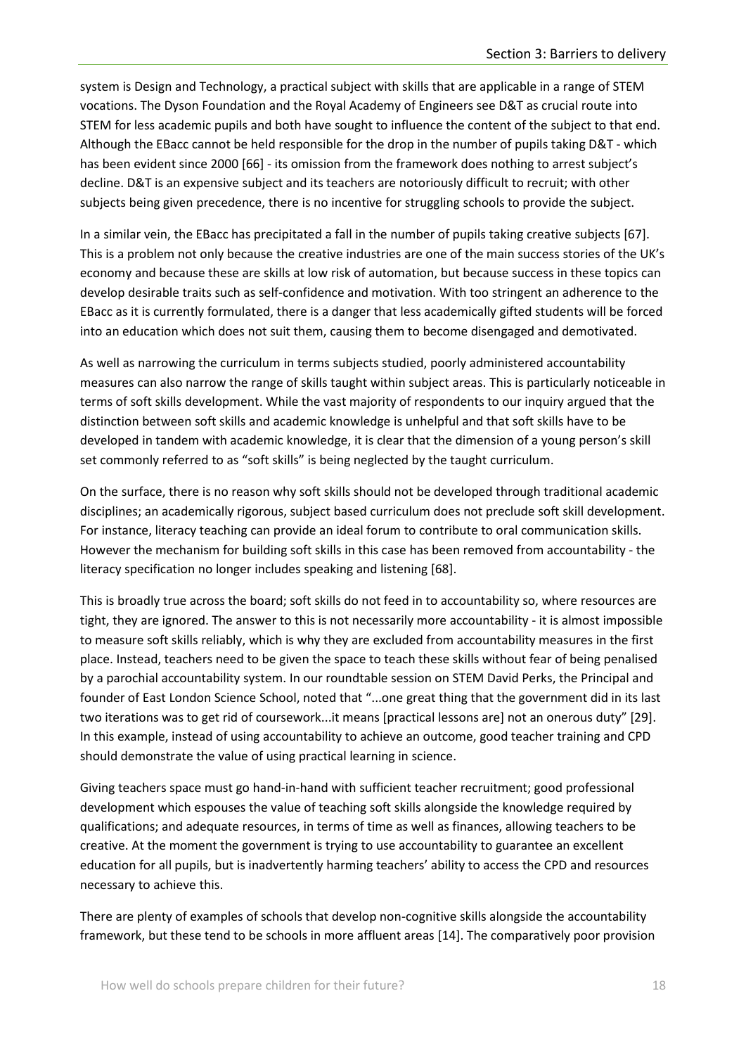system is Design and Technology, a practical subject with skills that are applicable in a range of STEM vocations. The Dyson Foundation and the Royal Academy of Engineers see D&T as crucial route into STEM for less academic pupils and both have sought to influence the content of the subject to that end. Although the EBacc cannot be held responsible for the drop in the number of pupils taking D&T - which has been evident since 2000 [66] - its omission from the framework does nothing to arrest subject's decline. D&T is an expensive subject and its teachers are notoriously difficult to recruit; with other subjects being given precedence, there is no incentive for struggling schools to provide the subject.

In a similar vein, the EBacc has precipitated a fall in the number of pupils taking creative subjects [67]. This is a problem not only because the creative industries are one of the main success stories of the UK's economy and because these are skills at low risk of automation, but because success in these topics can develop desirable traits such as self-confidence and motivation. With too stringent an adherence to the EBacc as it is currently formulated, there is a danger that less academically gifted students will be forced into an education which does not suit them, causing them to become disengaged and demotivated.

As well as narrowing the curriculum in terms subjects studied, poorly administered accountability measures can also narrow the range of skills taught within subject areas. This is particularly noticeable in terms of soft skills development. While the vast majority of respondents to our inquiry argued that the distinction between soft skills and academic knowledge is unhelpful and that soft skills have to be developed in tandem with academic knowledge, it is clear that the dimension of a young person's skill set commonly referred to as "soft skills" is being neglected by the taught curriculum.

On the surface, there is no reason why soft skills should not be developed through traditional academic disciplines; an academically rigorous, subject based curriculum does not preclude soft skill development. For instance, literacy teaching can provide an ideal forum to contribute to oral communication skills. However the mechanism for building soft skills in this case has been removed from accountability - the literacy specification no longer includes speaking and listening [68].

This is broadly true across the board; soft skills do not feed in to accountability so, where resources are tight, they are ignored. The answer to this is not necessarily more accountability - it is almost impossible to measure soft skills reliably, which is why they are excluded from accountability measures in the first place. Instead, teachers need to be given the space to teach these skills without fear of being penalised by a parochial accountability system. In our roundtable session on STEM David Perks, the Principal and founder of East London Science School, noted that "...one great thing that the government did in its last two iterations was to get rid of coursework...it means [practical lessons are] not an onerous duty" [29]. In this example, instead of using accountability to achieve an outcome, good teacher training and CPD should demonstrate the value of using practical learning in science.

Giving teachers space must go hand-in-hand with sufficient teacher recruitment; good professional development which espouses the value of teaching soft skills alongside the knowledge required by qualifications; and adequate resources, in terms of time as well as finances, allowing teachers to be creative. At the moment the government is trying to use accountability to guarantee an excellent education for all pupils, but is inadvertently harming teachers' ability to access the CPD and resources necessary to achieve this.

There are plenty of examples of schools that develop non-cognitive skills alongside the accountability framework, but these tend to be schools in more affluent areas [14]. The comparatively poor provision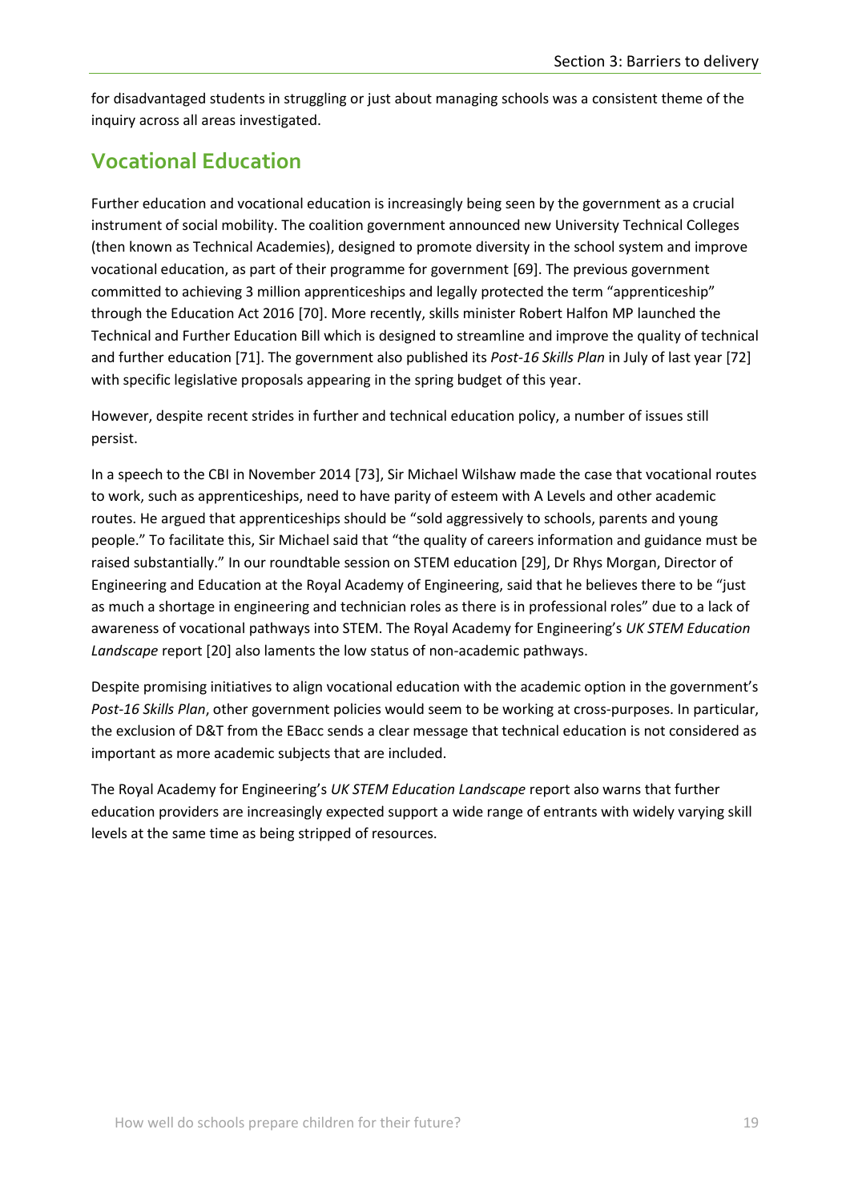for disadvantaged students in struggling or just about managing schools was a consistent theme of the inquiry across all areas investigated.

## Vocational Education

Further education and vocational education is increasingly being seen by the government as a crucial instrument of social mobility. The coalition government announced new University Technical Colleges (then known as Technical Academies), designed to promote diversity in the school system and improve vocational education, as part of their programme for government [69]. The previous government committed to achieving 3 million apprenticeships and legally protected the term "apprenticeship" through the Education Act 2016 [70]. More recently, skills minister Robert Halfon MP launched the Technical and Further Education Bill which is designed to streamline and improve the quality of technical and further education [71]. The government also published its *Post-16 Skills Plan* in July of last year [72] with specific legislative proposals appearing in the spring budget of this year.

However, despite recent strides in further and technical education policy, a number of issues still persist.

In a speech to the CBI in November 2014 [73], Sir Michael Wilshaw made the case that vocational routes to work, such as apprenticeships, need to have parity of esteem with A Levels and other academic routes. He argued that apprenticeships should be "sold aggressively to schools, parents and young people." To facilitate this, Sir Michael said that "the quality of careers information and guidance must be raised substantially." In our roundtable session on STEM education [29], Dr Rhys Morgan, Director of Engineering and Education at the Royal Academy of Engineering, said that he believes there to be "just as much a shortage in engineering and technician roles as there is in professional roles" due to a lack of awareness of vocational pathways into STEM. The Royal Academy for Engineering's *UK STEM Education Landscape* report [20] also laments the low status of non-academic pathways.

Despite promising initiatives to align vocational education with the academic option in the government's *Post-16 Skills Plan*, other government policies would seem to be working at cross-purposes. In particular, the exclusion of D&T from the EBacc sends a clear message that technical education is not considered as important as more academic subjects that are included.

The Royal Academy for Engineering's *UK STEM Education Landscape* report also warns that further education providers are increasingly expected support a wide range of entrants with widely varying skill levels at the same time as being stripped of resources.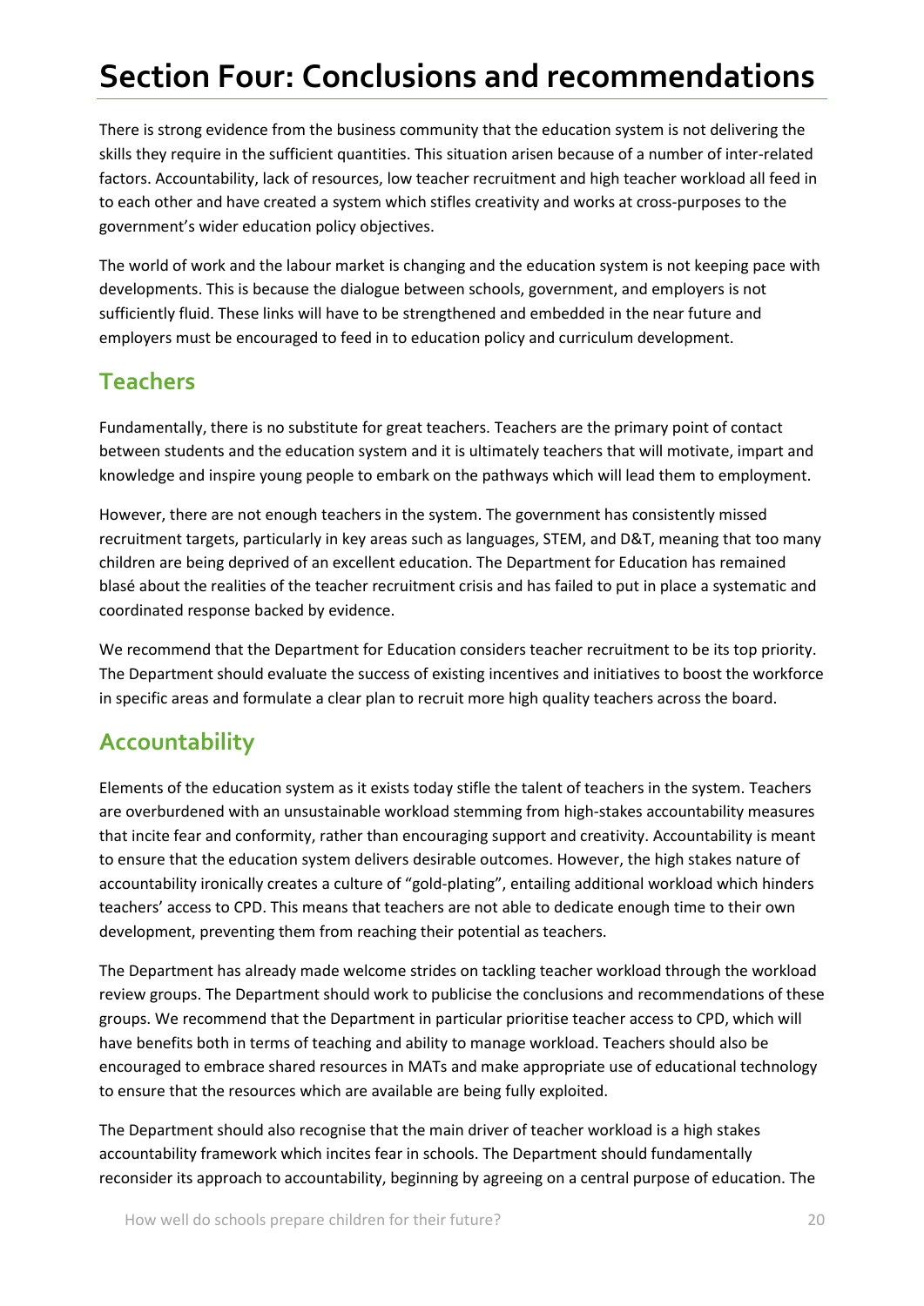# Section Four: Conclusions and recommendations

There is strong evidence from the business community that the education system is not delivering the skills they require in the sufficient quantities. This situation arisen because of a number of inter-related factors. Accountability, lack of resources, low teacher recruitment and high teacher workload all feed in to each other and have created a system which stifles creativity and works at cross-purposes to the government's wider education policy objectives.

The world of work and the labour market is changing and the education system is not keeping pace with developments. This is because the dialogue between schools, government, and employers is not sufficiently fluid. These links will have to be strengthened and embedded in the near future and employers must be encouraged to feed in to education policy and curriculum development.

## Teachers

Fundamentally, there is no substitute for great teachers. Teachers are the primary point of contact between students and the education system and it is ultimately teachers that will motivate, impart and knowledge and inspire young people to embark on the pathways which will lead them to employment.

However, there are not enough teachers in the system. The government has consistently missed recruitment targets, particularly in key areas such as languages, STEM, and D&T, meaning that too many children are being deprived of an excellent education. The Department for Education has remained blasé about the realities of the teacher recruitment crisis and has failed to put in place a systematic and coordinated response backed by evidence.

We recommend that the Department for Education considers teacher recruitment to be its top priority. The Department should evaluate the success of existing incentives and initiatives to boost the workforce in specific areas and formulate a clear plan to recruit more high quality teachers across the board.

## Accountability

Elements of the education system as it exists today stifle the talent of teachers in the system. Teachers are overburdened with an unsustainable workload stemming from high-stakes accountability measures that incite fear and conformity, rather than encouraging support and creativity. Accountability is meant to ensure that the education system delivers desirable outcomes. However, the high stakes nature of accountability ironically creates a culture of "gold-plating", entailing additional workload which hinders teachers' access to CPD. This means that teachers are not able to dedicate enough time to their own development, preventing them from reaching their potential as teachers.

The Department has already made welcome strides on tackling teacher workload through the workload review groups. The Department should work to publicise the conclusions and recommendations of these groups. We recommend that the Department in particular prioritise teacher access to CPD, which will have benefits both in terms of teaching and ability to manage workload. Teachers should also be encouraged to embrace shared resources in MATs and make appropriate use of educational technology to ensure that the resources which are available are being fully exploited.

The Department should also recognise that the main driver of teacher workload is a high stakes accountability framework which incites fear in schools. The Department should fundamentally reconsider its approach to accountability, beginning by agreeing on a central purpose of education. The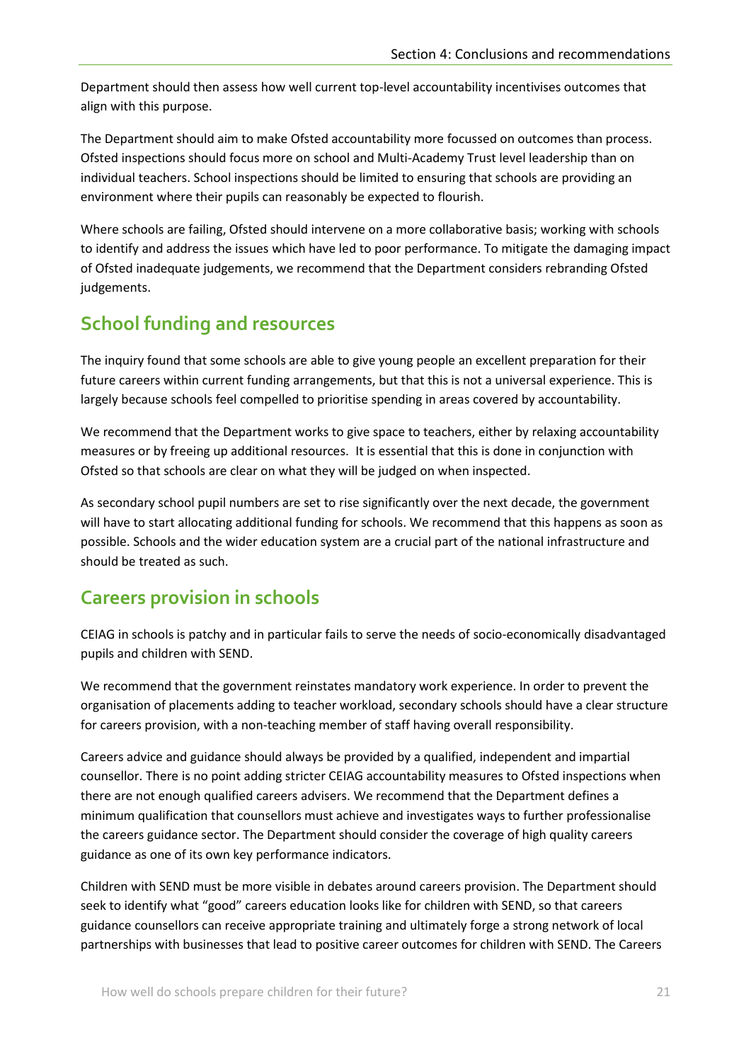Department should then assess how well current top-level accountability incentivises outcomes that align with this purpose.

The Department should aim to make Ofsted accountability more focussed on outcomes than process. Ofsted inspections should focus more on school and Multi-Academy Trust level leadership than on individual teachers. School inspections should be limited to ensuring that schools are providing an environment where their pupils can reasonably be expected to flourish.

Where schools are failing, Ofsted should intervene on a more collaborative basis; working with schools to identify and address the issues which have led to poor performance. To mitigate the damaging impact of Ofsted inadequate judgements, we recommend that the Department considers rebranding Ofsted judgements.

## School funding and resources

The inquiry found that some schools are able to give young people an excellent preparation for their future careers within current funding arrangements, but that this is not a universal experience. This is largely because schools feel compelled to prioritise spending in areas covered by accountability.

We recommend that the Department works to give space to teachers, either by relaxing accountability measures or by freeing up additional resources. It is essential that this is done in conjunction with Ofsted so that schools are clear on what they will be judged on when inspected.

As secondary school pupil numbers are set to rise significantly over the next decade, the government will have to start allocating additional funding for schools. We recommend that this happens as soon as possible. Schools and the wider education system are a crucial part of the national infrastructure and should be treated as such.

## Careers provision in schools

CEIAG in schools is patchy and in particular fails to serve the needs of socio-economically disadvantaged pupils and children with SEND.

We recommend that the government reinstates mandatory work experience. In order to prevent the organisation of placements adding to teacher workload, secondary schools should have a clear structure for careers provision, with a non-teaching member of staff having overall responsibility.

Careers advice and guidance should always be provided by a qualified, independent and impartial counsellor. There is no point adding stricter CEIAG accountability measures to Ofsted inspections when there are not enough qualified careers advisers. We recommend that the Department defines a minimum qualification that counsellors must achieve and investigates ways to further professionalise the careers guidance sector. The Department should consider the coverage of high quality careers guidance as one of its own key performance indicators.

Children with SEND must be more visible in debates around careers provision. The Department should seek to identify what "good" careers education looks like for children with SEND, so that careers guidance counsellors can receive appropriate training and ultimately forge a strong network of local partnerships with businesses that lead to positive career outcomes for children with SEND. The Careers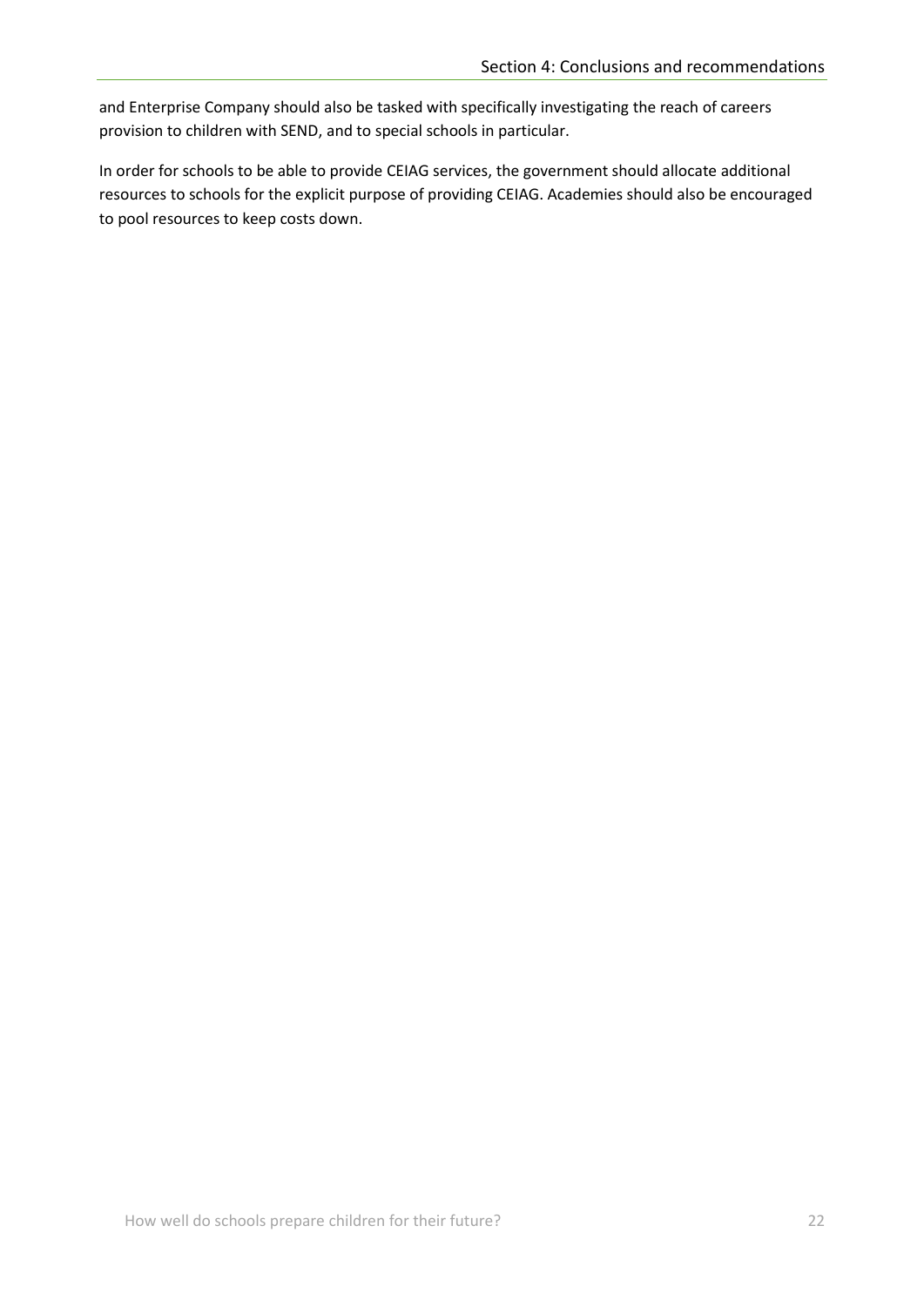and Enterprise Company should also be tasked with specifically investigating the reach of careers provision to children with SEND, and to special schools in particular.

In order for schools to be able to provide CEIAG services, the government should allocate additional resources to schools for the explicit purpose of providing CEIAG. Academies should also be encouraged to pool resources to keep costs down.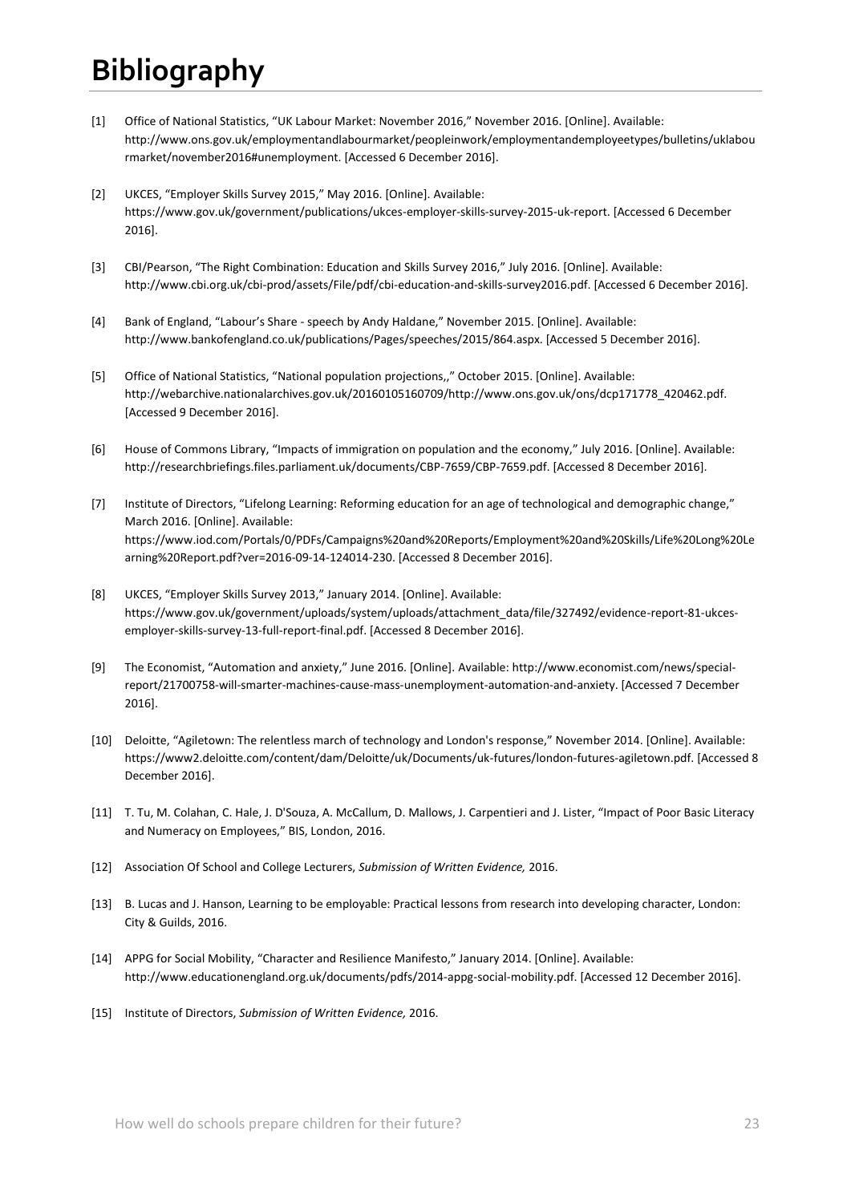# Bibliography

[1] Office of National Statistics, "UK Labour Market: November 2016," November 2016. [Online]. Available: http://www.ons.gov.uk/employmentandlabourmarket/peopleinwork/employmentandemployeetypes/bulletins/uklabourmarket/november2016#unemployment. [Accessed 6 December 2016].

[2] UKCES, "Employer Skills Survey 2015," May 2016. [Online]. Available: https://www.gov.uk/government/publications/ukces-employer-skills-survey-2015-uk-report. [Accessed 6 December 2016].

[3] CBI/Pearson, "The Right Combination: Education and Skills Survey 2016," July 2016. [Online]. Available: http://www.cbi.org.uk/cbi-prod/assets/File/pdf/cbi-education-and-skills-survey2016.pdf. [Accessed 6 December 2016].

[4] Bank of England, "Labour's Share - speech by Andy Haldane," November 2015. [Online]. Available: http://www.bankofengland.co.uk/publications/Pages/speeches/2015/864.aspx. [Accessed 5 December 2016].

[5] Office of National Statistics, "National population projections,," October 2015. [Online]. Available: http://webarchive.nationalarchives.gov.uk/20160105160709/http://www.ons.gov.uk/ons/dcp171778_420462.pdf. [Accessed 9 December 2016].

[6] House of Commons Library, "Impacts of immigration on population and the economy," July 2016. [Online]. Available: http://researchbriefings.files.parliament.uk/documents/CBP-7659/CBP-7659.pdf. [Accessed 8 December 2016].

[7] Institute of Directors, "Lifelong Learning: Reforming education for an age of technological and demographic change," March 2016. [Online]. Available: https://www.iod.com/Portals/0/PDFs/Campaigns%20and%20Reports/Employment%20and%20Skills/Life%20Long%20Learning%20Report.pdf?ver=2016-09-14-124014-230. [Accessed 8 December 2016].

[8] UKCES, "Employer Skills Survey 2013," January 2014. [Online]. Available: https://www.gov.uk/government/uploads/system/uploads/attachment_data/file/327492/evidence-report-81-ukces-employer-skills-survey-13-full-report-final.pdf. [Accessed 8 December 2016].

[9] The Economist, "Automation and anxiety," June 2016. [Online]. Available: http://www.economist.com/news/special-report/21700758-will-smarter-machines-cause-mass-unemployment-automation-and-anxiety. [Accessed 7 December 2016].

[10] Deloitte, "Agiletown: The relentless march of technology and London's response," November 2014. [Online]. Available: https://www2.deloitte.com/content/dam/Deloitte/uk/Documents/uk-futures/london-futures-agiletown.pdf. [Accessed 8 December 2016].

[11] T. Tu, M. Colahan, C. Hale, J. D'Souza, A. McCallum, D. Mallows, J. Carpentieri and J. Lister, "Impact of Poor Basic Literacy and Numeracy on Employees," BIS, London, 2016.

[12] Association Of School and College Lecturers, *Submission of Written Evidence,* 2016.

[13] B. Lucas and J. Hanson, Learning to be employable: Practical lessons from research into developing character, London: City & Guilds, 2016.

[14] APPG for Social Mobility, "Character and Resilience Manifesto," January 2014. [Online]. Available: http://www.educationengland.org.uk/documents/pdfs/2014-appg-social-mobility.pdf. [Accessed 12 December 2016].

[15] Institute of Directors, *Submission of Written Evidence,* 2016.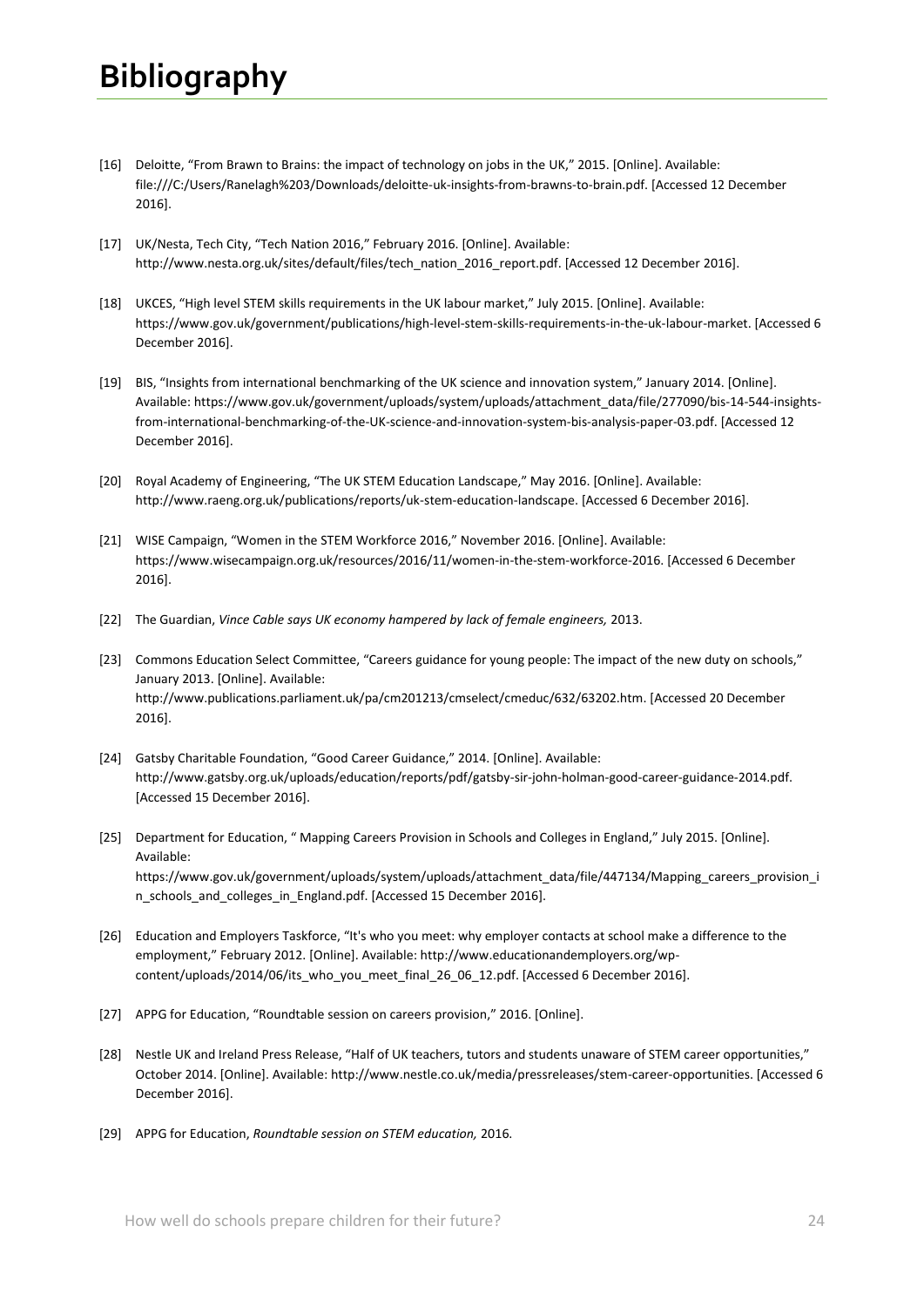# Bibliography

[16] Deloitte, "From Brawn to Brains: the impact of technology on jobs in the UK," 2015. [Online]. Available: file:///C:/Users/Ranelagh%203/Downloads/deloitte-uk-insights-from-brawns-to-brain.pdf. [Accessed 12 December 2016].

[17] UK/Nesta, Tech City, "Tech Nation 2016," February 2016. [Online]. Available: http://www.nesta.org.uk/sites/default/files/tech_nation_2016_report.pdf. [Accessed 12 December 2016].

[18] UKCES, "High level STEM skills requirements in the UK labour market," July 2015. [Online]. Available: https://www.gov.uk/government/publications/high-level-stem-skills-requirements-in-the-uk-labour-market. [Accessed 6 December 2016].

[19] BIS, "Insights from international benchmarking of the UK science and innovation system," January 2014. [Online]. Available: https://www.gov.uk/government/uploads/system/uploads/attachment_data/file/277090/bis-14-544-insights-from-international-benchmarking-of-the-UK-science-and-innovation-system-bis-analysis-paper-03.pdf. [Accessed 12 December 2016].

[20] Royal Academy of Engineering, "The UK STEM Education Landscape," May 2016. [Online]. Available: http://www.raeng.org.uk/publications/reports/uk-stem-education-landscape. [Accessed 6 December 2016].

[21] WISE Campaign, "Women in the STEM Workforce 2016," November 2016. [Online]. Available: https://www.wisecampaign.org.uk/resources/2016/11/women-in-the-stem-workforce-2016. [Accessed 6 December 2016].

[22] The Guardian, *Vince Cable says UK economy hampered by lack of female engineers,* 2013.

[23] Commons Education Select Committee, "Careers guidance for young people: The impact of the new duty on schools," January 2013. [Online]. Available: http://www.publications.parliament.uk/pa/cm201213/cmselect/cmeduc/632/63202.htm. [Accessed 20 December 2016].

[24] Gatsby Charitable Foundation, "Good Career Guidance," 2014. [Online]. Available: http://www.gatsby.org.uk/uploads/education/reports/pdf/gatsby-sir-john-holman-good-career-guidance-2014.pdf. [Accessed 15 December 2016].

[25] Department for Education, " Mapping Careers Provision in Schools and Colleges in England," July 2015. [Online]. Available: https://www.gov.uk/government/uploads/system/uploads/attachment_data/file/447134/Mapping_careers_provision_in_schools_and_colleges_in_England.pdf. [Accessed 15 December 2016].

[26] Education and Employers Taskforce, "It's who you meet: why employer contacts at school make a difference to the employment," February 2012. [Online]. Available: http://www.educationandemployers.org/wp-content/uploads/2014/06/its_who_you_meet_final_26_06_12.pdf. [Accessed 6 December 2016].

[27] APPG for Education, "Roundtable session on careers provision," 2016. [Online].

[28] Nestle UK and Ireland Press Release, "Half of UK teachers, tutors and students unaware of STEM career opportunities," October 2014. [Online]. Available: http://www.nestle.co.uk/media/pressreleases/stem-career-opportunities. [Accessed 6 December 2016].

[29] APPG for Education, *Roundtable session on STEM education,* 2016.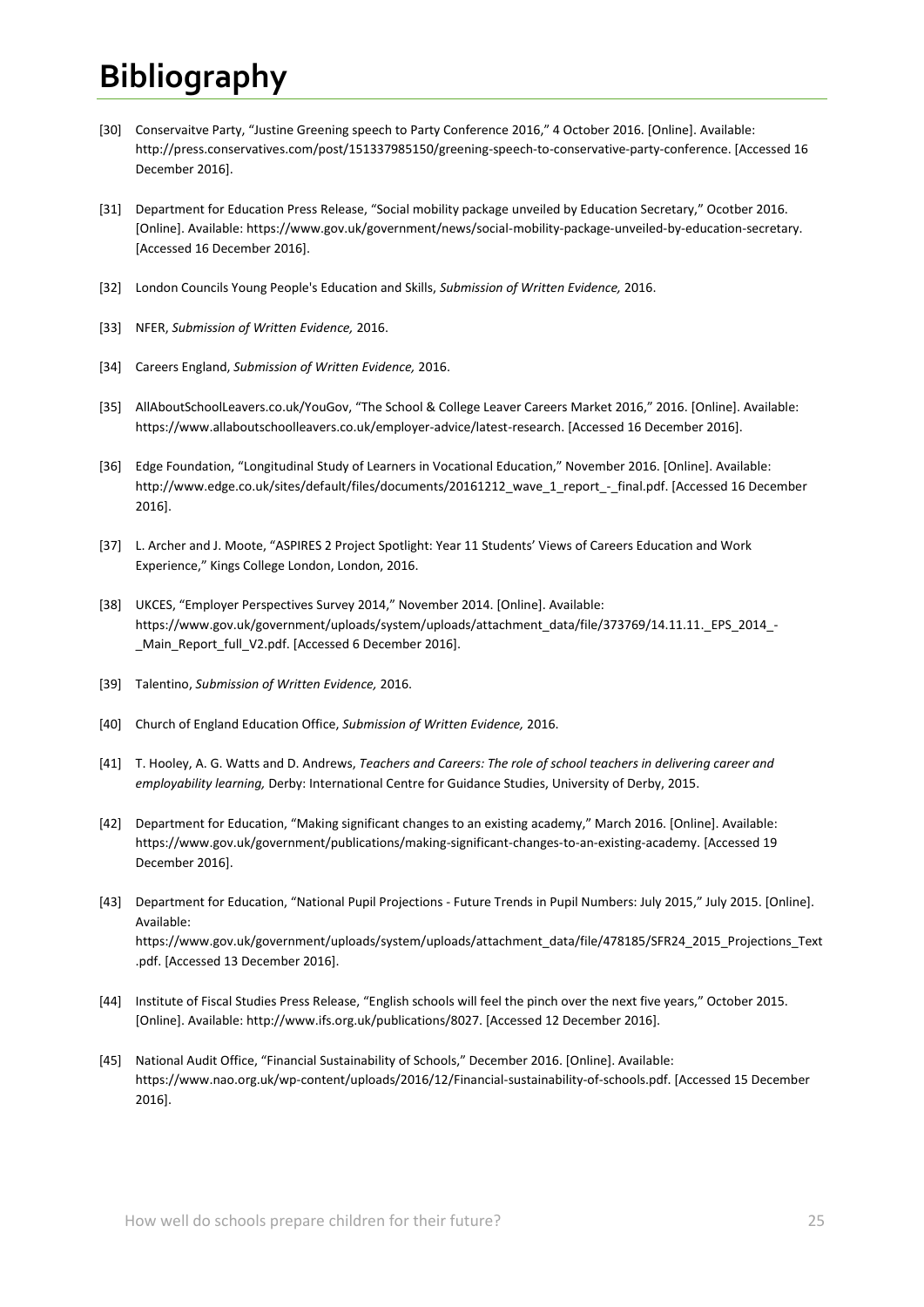# Bibliography

[30] Conservaitve Party, "Justine Greening speech to Party Conference 2016," 4 October 2016. [Online]. Available: http://press.conservatives.com/post/151337985150/greening-speech-to-conservative-party-conference. [Accessed 16 December 2016].

[31] Department for Education Press Release, "Social mobility package unveiled by Education Secretary," Ocotber 2016. [Online]. Available: https://www.gov.uk/government/news/social-mobility-package-unveiled-by-education-secretary. [Accessed 16 December 2016].

[32] London Councils Young People's Education and Skills, *Submission of Written Evidence,* 2016.

[33] NFER, *Submission of Written Evidence,* 2016.

[34] Careers England, *Submission of Written Evidence,* 2016.

[35] AllAboutSchoolLeavers.co.uk/YouGov, "The School & College Leaver Careers Market 2016," 2016. [Online]. Available: https://www.allaboutschoolleavers.co.uk/employer-advice/latest-research. [Accessed 16 December 2016].

[36] Edge Foundation, "Longitudinal Study of Learners in Vocational Education," November 2016. [Online]. Available: http://www.edge.co.uk/sites/default/files/documents/20161212_wave_1_report_-_final.pdf. [Accessed 16 December 2016].

[37] L. Archer and J. Moote, "ASPIRES 2 Project Spotlight: Year 11 Students' Views of Careers Education and Work Experience," Kings College London, London, 2016.

[38] UKCES, "Employer Perspectives Survey 2014," November 2014. [Online]. Available: https://www.gov.uk/government/uploads/system/uploads/attachment_data/file/373769/14.11.11._EPS_2014_-_Main_Report_full_V2.pdf. [Accessed 6 December 2016].

[39] Talentino, *Submission of Written Evidence,* 2016.

[40] Church of England Education Office, *Submission of Written Evidence,* 2016.

[41] T. Hooley, A. G. Watts and D. Andrews, *Teachers and Careers: The role of school teachers in delivering career and employability learning,* Derby: International Centre for Guidance Studies, University of Derby, 2015.

[42] Department for Education, "Making significant changes to an existing academy," March 2016. [Online]. Available: https://www.gov.uk/government/publications/making-significant-changes-to-an-existing-academy. [Accessed 19 December 2016].

[43] Department for Education, "National Pupil Projections - Future Trends in Pupil Numbers: July 2015," July 2015. [Online]. Available: https://www.gov.uk/government/uploads/system/uploads/attachment_data/file/478185/SFR24_2015_Projections_Text.pdf. [Accessed 13 December 2016].

[44] Institute of Fiscal Studies Press Release, "English schools will feel the pinch over the next five years," October 2015. [Online]. Available: http://www.ifs.org.uk/publications/8027. [Accessed 12 December 2016].

[45] National Audit Office, "Financial Sustainability of Schools," December 2016. [Online]. Available: https://www.nao.org.uk/wp-content/uploads/2016/12/Financial-sustainability-of-schools.pdf. [Accessed 15 December 2016].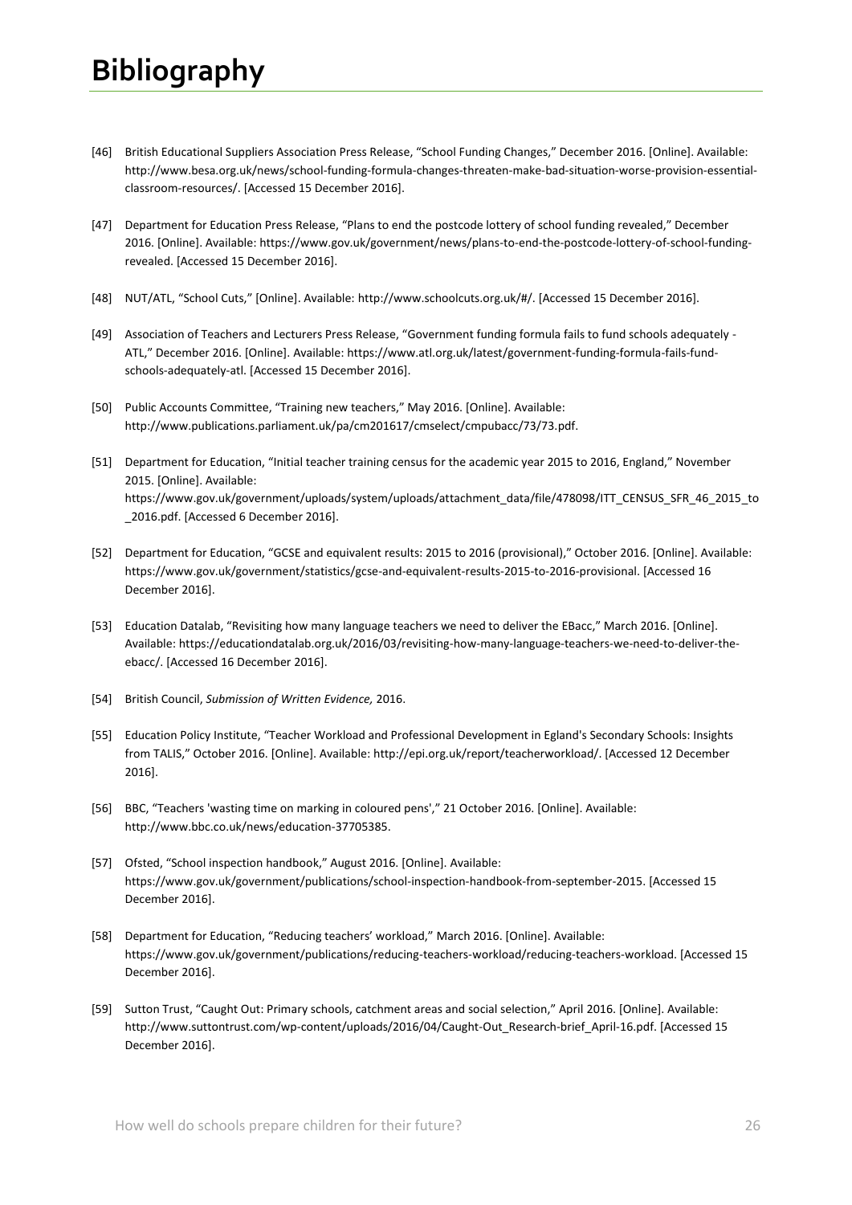# Bibliography

[46] British Educational Suppliers Association Press Release, "School Funding Changes," December 2016. [Online]. Available: http://www.besa.org.uk/news/school-funding-formula-changes-threaten-make-bad-situation-worse-provision-essential-classroom-resources/. [Accessed 15 December 2016].

[47] Department for Education Press Release, "Plans to end the postcode lottery of school funding revealed," December 2016. [Online]. Available: https://www.gov.uk/government/news/plans-to-end-the-postcode-lottery-of-school-funding-revealed. [Accessed 15 December 2016].

[48] NUT/ATL, "School Cuts," [Online]. Available: http://www.schoolcuts.org.uk/#/. [Accessed 15 December 2016].

[49] Association of Teachers and Lecturers Press Release, "Government funding formula fails to fund schools adequately - ATL," December 2016. [Online]. Available: https://www.atl.org.uk/latest/government-funding-formula-fails-fund-schools-adequately-atl. [Accessed 15 December 2016].

[50] Public Accounts Committee, "Training new teachers," May 2016. [Online]. Available: http://www.publications.parliament.uk/pa/cm201617/cmselect/cmpubacc/73/73.pdf.

[51] Department for Education, "Initial teacher training census for the academic year 2015 to 2016, England," November 2015. [Online]. Available: https://www.gov.uk/government/uploads/system/uploads/attachment_data/file/478098/ITT_CENSUS_SFR_46_2015_to_2016.pdf. [Accessed 6 December 2016].

[52] Department for Education, "GCSE and equivalent results: 2015 to 2016 (provisional)," October 2016. [Online]. Available: https://www.gov.uk/government/statistics/gcse-and-equivalent-results-2015-to-2016-provisional. [Accessed 16 December 2016].

[53] Education Datalab, "Revisiting how many language teachers we need to deliver the EBacc," March 2016. [Online]. Available: https://educationdatalab.org.uk/2016/03/revisiting-how-many-language-teachers-we-need-to-deliver-the-ebacc/. [Accessed 16 December 2016].

[54] British Council, *Submission of Written Evidence,* 2016.

[55] Education Policy Institute, "Teacher Workload and Professional Development in Egland's Secondary Schools: Insights from TALIS," October 2016. [Online]. Available: http://epi.org.uk/report/teacherworkload/. [Accessed 12 December 2016].

[56] BBC, "Teachers 'wasting time on marking in coloured pens'," 21 October 2016. [Online]. Available: http://www.bbc.co.uk/news/education-37705385.

[57] Ofsted, "School inspection handbook," August 2016. [Online]. Available: https://www.gov.uk/government/publications/school-inspection-handbook-from-september-2015. [Accessed 15 December 2016].

[58] Department for Education, "Reducing teachers' workload," March 2016. [Online]. Available: https://www.gov.uk/government/publications/reducing-teachers-workload/reducing-teachers-workload. [Accessed 15 December 2016].

[59] Sutton Trust, "Caught Out: Primary schools, catchment areas and social selection," April 2016. [Online]. Available: http://www.suttontrust.com/wp-content/uploads/2016/04/Caught-Out_Research-brief_April-16.pdf. [Accessed 15 December 2016].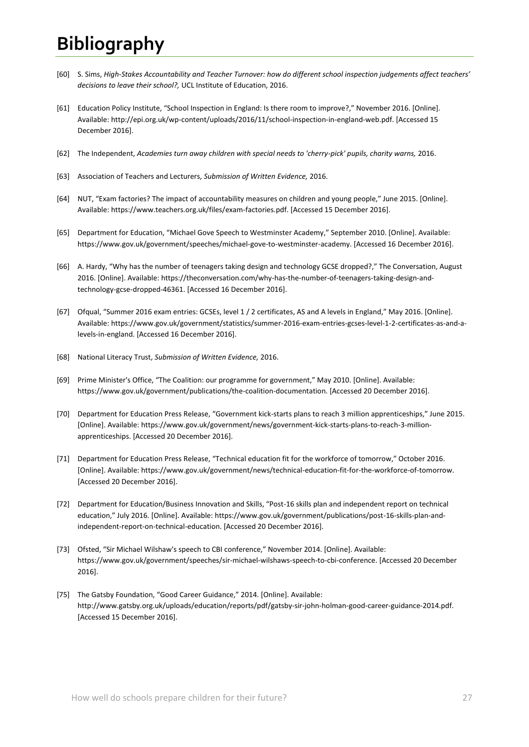# Bibliography

[60] S. Sims, *High-Stakes Accountability and Teacher Turnover: how do different school inspection judgements affect teachers' decisions to leave their school?,* UCL Institute of Education, 2016.

[61] Education Policy Institute, "School Inspection in England: Is there room to improve?," November 2016. [Online]. Available: http://epi.org.uk/wp-content/uploads/2016/11/school-inspection-in-england-web.pdf. [Accessed 15 December 2016].

[62] The Independent, *Academies turn away children with special needs to 'cherry-pick' pupils, charity warns,* 2016.

[63] Association of Teachers and Lecturers, *Submission of Written Evidence,* 2016.

[64] NUT, "Exam factories? The impact of accountability measures on children and young people," June 2015. [Online]. Available: https://www.teachers.org.uk/files/exam-factories.pdf. [Accessed 15 December 2016].

[65] Department for Education, "Michael Gove Speech to Westminster Academy," September 2010. [Online]. Available: https://www.gov.uk/government/speeches/michael-gove-to-westminster-academy. [Accessed 16 December 2016].

[66] A. Hardy, "Why has the number of teenagers taking design and technology GCSE dropped?," The Conversation, August 2016. [Online]. Available: https://theconversation.com/why-has-the-number-of-teenagers-taking-design-and-technology-gcse-dropped-46361. [Accessed 16 December 2016].

[67] Ofqual, "Summer 2016 exam entries: GCSEs, level 1 / 2 certificates, AS and A levels in England," May 2016. [Online]. Available: https://www.gov.uk/government/statistics/summer-2016-exam-entries-gcses-level-1-2-certificates-as-and-a-levels-in-england. [Accessed 16 December 2016].

[68] National Literacy Trust, *Submission of Written Evidence,* 2016.

[69] Prime Minister's Office, "The Coalition: our programme for government," May 2010. [Online]. Available: https://www.gov.uk/government/publications/the-coalition-documentation. [Accessed 20 December 2016].

[70] Department for Education Press Release, "Government kick-starts plans to reach 3 million apprenticeships," June 2015. [Online]. Available: https://www.gov.uk/government/news/government-kick-starts-plans-to-reach-3-million-apprenticeships. [Accessed 20 December 2016].

[71] Department for Education Press Release, "Technical education fit for the workforce of tomorrow," October 2016. [Online]. Available: https://www.gov.uk/government/news/technical-education-fit-for-the-workforce-of-tomorrow. [Accessed 20 December 2016].

[72] Department for Education/Business Innovation and Skills, "Post-16 skills plan and independent report on technical education," July 2016. [Online]. Available: https://www.gov.uk/government/publications/post-16-skills-plan-and-independent-report-on-technical-education. [Accessed 20 December 2016].

[73] Ofsted, "Sir Michael Wilshaw's speech to CBI conference," November 2014. [Online]. Available: https://www.gov.uk/government/speeches/sir-michael-wilshaws-speech-to-cbi-conference. [Accessed 20 December 2016].

[75] The Gatsby Foundation, "Good Career Guidance," 2014. [Online]. Available: http://www.gatsby.org.uk/uploads/education/reports/pdf/gatsby-sir-john-holman-good-career-guidance-2014.pdf. [Accessed 15 December 2016].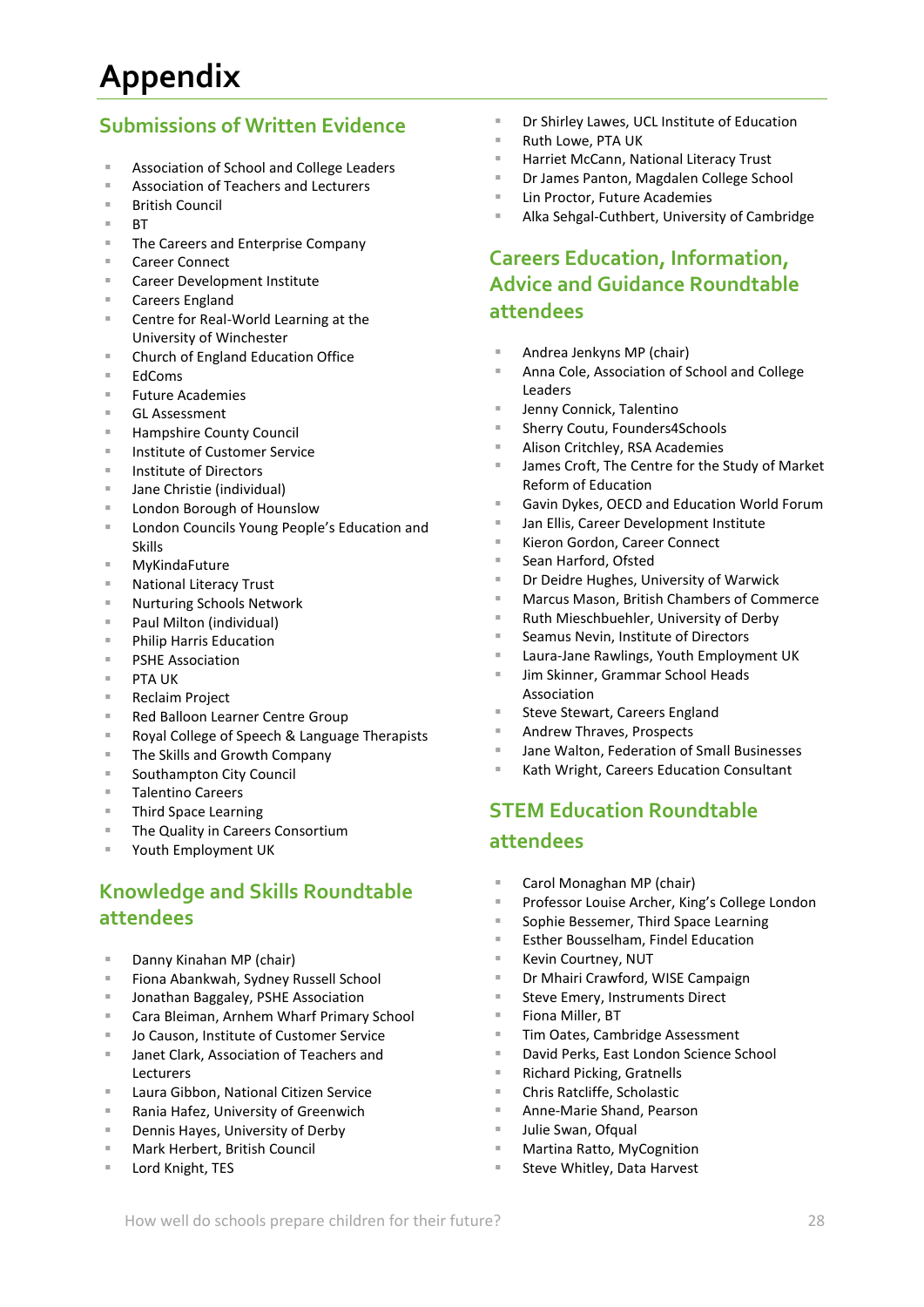# Appendix

## Submissions of Written Evidence

- Association of School and College Leaders
- Association of Teachers and Lecturers
- British Council
- BT
- The Careers and Enterprise Company
- Career Connect
- Career Development Institute
- Careers England
- Centre for Real-World Learning at the University of Winchester
- Church of England Education Office
- EdComs
- Future Academies
- GL Assessment
- Hampshire County Council
- Institute of Customer Service
- Institute of Directors
- Jane Christie (individual)
- London Borough of Hounslow
- London Councils Young People's Education and Skills
- MyKindaFuture
- National Literacy Trust
- Nurturing Schools Network
- Paul Milton (individual)
- Philip Harris Education
- PSHE Association
- PTA UK
- Reclaim Project
- Red Balloon Learner Centre Group
- Royal College of Speech & Language Therapists
- The Skills and Growth Company
- Southampton City Council
- Talentino Careers
- Third Space Learning
- The Quality in Careers Consortium
- Youth Employment UK

## Knowledge and Skills Roundtable attendees

- Danny Kinahan MP (chair)
- Fiona Abankwah, Sydney Russell School
- Jonathan Baggaley, PSHE Association
- Cara Bleiman, Arnhem Wharf Primary School
- Jo Causon, Institute of Customer Service
- Janet Clark, Association of Teachers and Lecturers
- Laura Gibbon, National Citizen Service
- Rania Hafez, University of Greenwich
- Dennis Hayes, University of Derby
- Mark Herbert, British Council
- Lord Knight, TES
- Dr Shirley Lawes, UCL Institute of Education
- Ruth Lowe, PTA UK
- Harriet McCann, National Literacy Trust
- Dr James Panton, Magdalen College School
- Lin Proctor, Future Academies
- Alka Sehgal-Cuthbert, University of Cambridge

## Careers Education, Information, Advice and Guidance Roundtable attendees

- Andrea Jenkyns MP (chair)
- Anna Cole, Association of School and College Leaders
- Jenny Connick, Talentino
- Sherry Coutu, Founders4Schools
- Alison Critchley, RSA Academies
- James Croft, The Centre for the Study of Market Reform of Education
- Gavin Dykes, OECD and Education World Forum
- Jan Ellis, Career Development Institute
- Kieron Gordon, Career Connect
- Sean Harford, Ofsted
- Dr Deidre Hughes, University of Warwick
- Marcus Mason, British Chambers of Commerce
- Ruth Mieschbuehler, University of Derby
- Seamus Nevin, Institute of Directors
- Laura-Jane Rawlings, Youth Employment UK
- Jim Skinner, Grammar School Heads Association
- Steve Stewart, Careers England
- Andrew Thraves, Prospects
- Jane Walton, Federation of Small Businesses
- Kath Wright, Careers Education Consultant

## STEM Education Roundtable attendees

- Carol Monaghan MP (chair)
- Professor Louise Archer, King's College London
- Sophie Bessemer, Third Space Learning
- Esther Bousselham, Findel Education
- Kevin Courtney, NUT
- Dr Mhairi Crawford, WISE Campaign
- Steve Emery, Instruments Direct
- Fiona Miller, BT
- Tim Oates, Cambridge Assessment
- David Perks, East London Science School
- Richard Picking, Gratnells
- Chris Ratcliffe, Scholastic
- Anne-Marie Shand, Pearson
- Julie Swan, Ofqual
- Martina Ratto, MyCognition
- Steve Whitley, Data Harvest